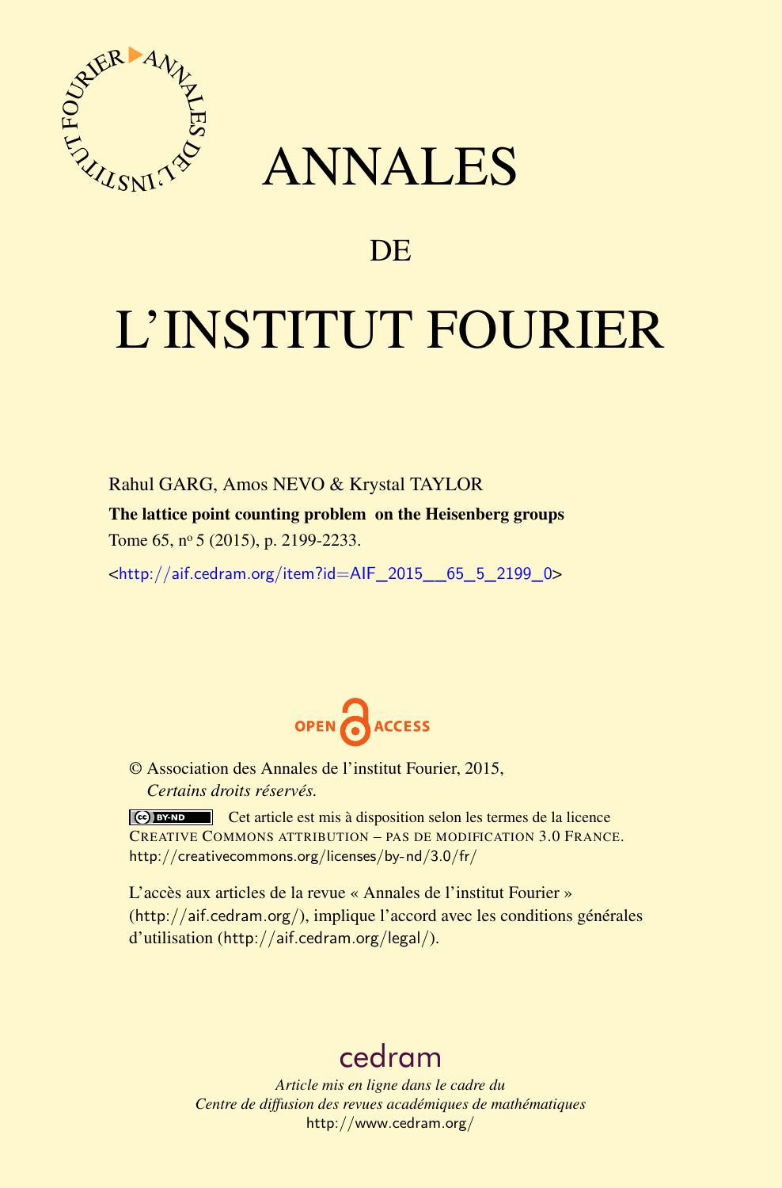# ANNALES

## DE

# L'INSTITUT FOURIER

Rahul GARG, Amos NEVO & Krystal TAYLOR

**The lattice point counting problem on the Heisenberg groups**

Tome 65, nº 5 (2015), p. 2199-2233.

<http://aif.cedram.org/item?id=AIF_2015__65_5_2199_0>

OPEN ACCESS

© Association des Annales de l'institut Fourier, 2015,
*Certains droits réservés.*

Cet article est mis à disposition selon les termes de la licence CREATIVE COMMONS ATTRIBUTION – PAS DE MODIFICATION 3.0 FRANCE.
http://creativecommons.org/licenses/by-nd/3.0/fr/

L'accès aux articles de la revue « Annales de l'institut Fourier » (http://aif.cedram.org/), implique l'accord avec les conditions générales d'utilisation (http://aif.cedram.org/legal/).

cedram

*Article mis en ligne dans le cadre du*
*Centre de diffusion des revues académiques de mathématiques*
http://www.cedram.org/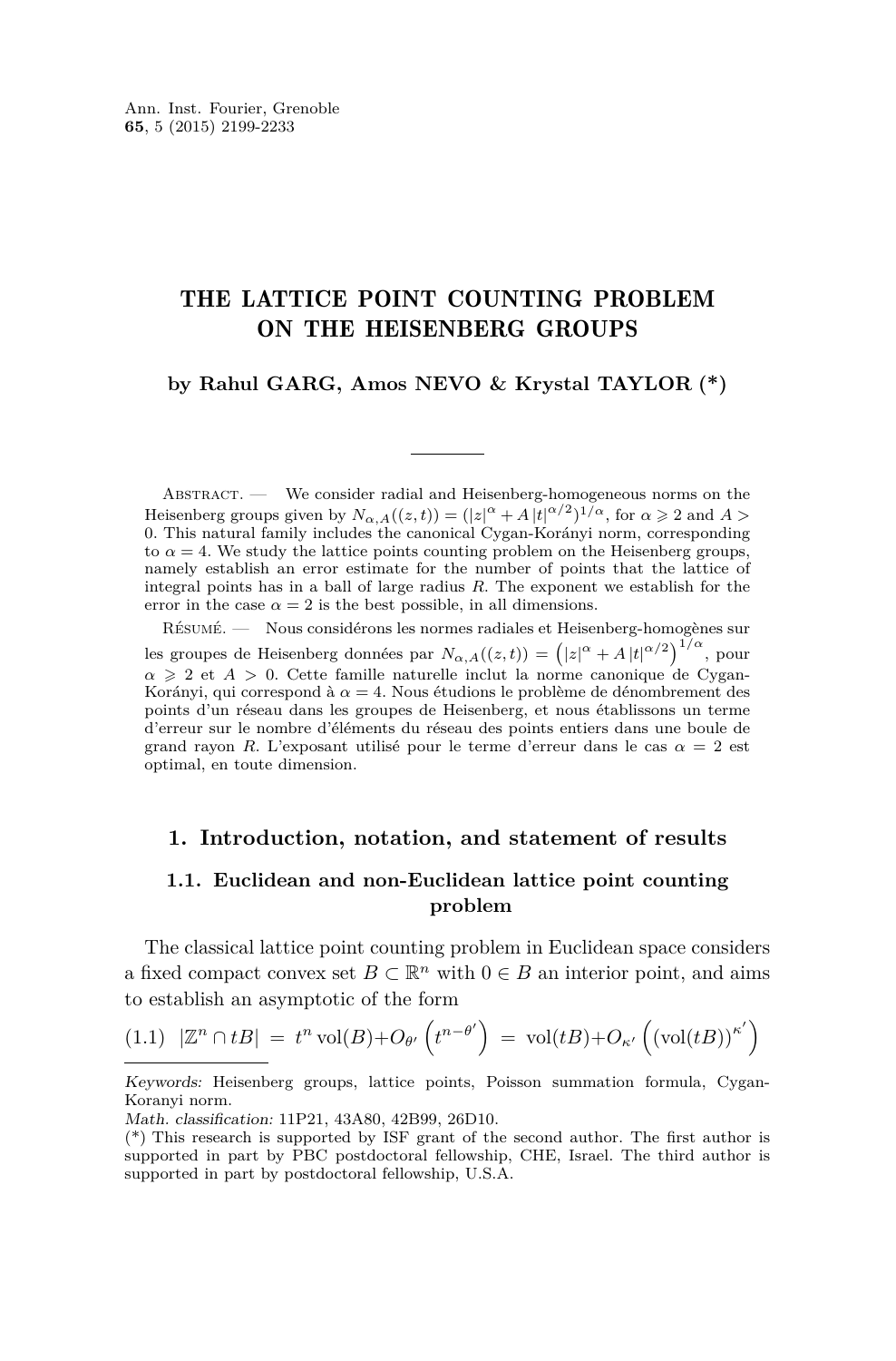Ann. Inst. Fourier, Grenoble
**65**, 5 (2015) 2199-2233

# THE LATTICE POINT COUNTING PROBLEM ON THE HEISENBERG GROUPS

**by Rahul GARG, Amos NEVO & Krystal TAYLOR (*)**

Abstract. — We consider radial and Heisenberg-homogeneous norms on the Heisenberg groups given by $N_{\alpha,A}((z,t)) = (|z|^\alpha + A\,|t|^{\alpha/2})^{1/\alpha}$, for $\alpha \geqslant 2$ and $A > 0$. This natural family includes the canonical Cygan-Korányi norm, corresponding to $\alpha = 4$. We study the lattice points counting problem on the Heisenberg groups, namely establish an error estimate for the number of points that the lattice of integral points has in a ball of large radius $R$. The exponent we establish for the error in the case $\alpha = 2$ is the best possible, in all dimensions.

Résumé. — Nous considérons les normes radiales et Heisenberg-homogènes sur les groupes de Heisenberg données par $N_{\alpha,A}((z,t)) = \left(|z|^\alpha + A\,|t|^{\alpha/2}\right)^{1/\alpha}$, pour $\alpha \geqslant 2$ et $A > 0$. Cette famille naturelle inclut la norme canonique de Cygan-Korányi, qui correspond à $\alpha = 4$. Nous étudions le problème de dénombrement des points d'un réseau dans les groupes de Heisenberg, et nous établissons un terme d'erreur sur le nombre d'éléments du réseau des points entiers dans une boule de grand rayon $R$. L'exposant utilisé pour le terme d'erreur dans le cas $\alpha = 2$ est optimal, en toute dimension.

## 1. Introduction, notation, and statement of results

### 1.1. Euclidean and non-Euclidean lattice point counting problem

The classical lattice point counting problem in Euclidean space considers a fixed compact convex set $B \subset \mathbb{R}^n$ with $0 \in B$ an interior point, and aims to establish an asymptotic of the form

$$(1.1)\quad |\mathbb{Z}^n \cap tB| = t^n \operatorname{vol}(B) + O_{\theta'}\left(t^{n-\theta'}\right) = \operatorname{vol}(tB) + O_{\kappa'}\left((\operatorname{vol}(tB))^{\kappa'}\right)$$

*Keywords:* Heisenberg groups, lattice points, Poisson summation formula, Cygan-Koranyi norm.
*Math. classification:* 11P21, 43A80, 42B99, 26D10.
(*) This research is supported by ISF grant of the second author. The first author is supported in part by PBC postdoctoral fellowship, CHE, Israel. The third author is supported in part by postdoctoral fellowship, U.S.A.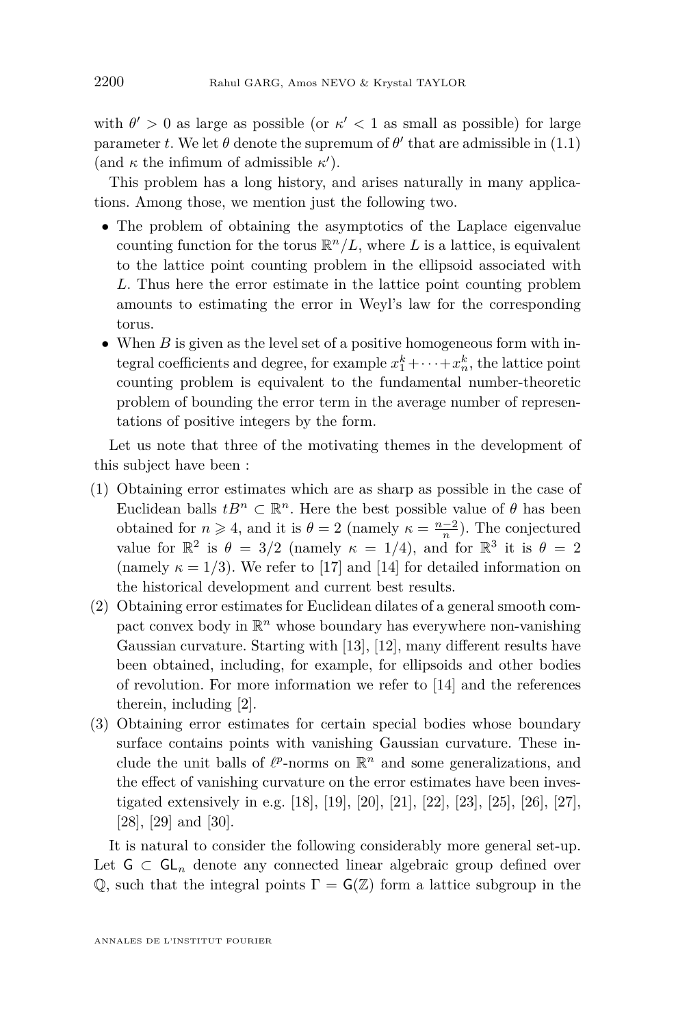with $\theta' > 0$ as large as possible (or $\kappa' < 1$ as small as possible) for large parameter $t$. We let $\theta$ denote the supremum of $\theta'$ that are admissible in (1.1) (and $\kappa$ the infimum of admissible $\kappa'$).

This problem has a long history, and arises naturally in many applications. Among those, we mention just the following two.

- The problem of obtaining the asymptotics of the Laplace eigenvalue counting function for the torus $\mathbb{R}^n/L$, where $L$ is a lattice, is equivalent to the lattice point counting problem in the ellipsoid associated with $L$. Thus here the error estimate in the lattice point counting problem amounts to estimating the error in Weyl's law for the corresponding torus.
- When $B$ is given as the level set of a positive homogeneous form with integral coefficients and degree, for example $x_1^k + \cdots + x_n^k$, the lattice point counting problem is equivalent to the fundamental number-theoretic problem of bounding the error term in the average number of representations of positive integers by the form.

Let us note that three of the motivating themes in the development of this subject have been :

1. Obtaining error estimates which are as sharp as possible in the case of Euclidean balls $tB^n \subset \mathbb{R}^n$. Here the best possible value of $\theta$ has been obtained for $n \geqslant 4$, and it is $\theta = 2$ (namely $\kappa = \frac{n-2}{n}$). The conjectured value for $\mathbb{R}^2$ is $\theta = 3/2$ (namely $\kappa = 1/4$), and for $\mathbb{R}^3$ it is $\theta = 2$ (namely $\kappa = 1/3$). We refer to [17] and [14] for detailed information on the historical development and current best results.
2. Obtaining error estimates for Euclidean dilates of a general smooth compact convex body in $\mathbb{R}^n$ whose boundary has everywhere non-vanishing Gaussian curvature. Starting with [13], [12], many different results have been obtained, including, for example, for ellipsoids and other bodies of revolution. For more information we refer to [14] and the references therein, including [2].
3. Obtaining error estimates for certain special bodies whose boundary surface contains points with vanishing Gaussian curvature. These include the unit balls of $\ell^p$-norms on $\mathbb{R}^n$ and some generalizations, and the effect of vanishing curvature on the error estimates have been investigated extensively in e.g. [18], [19], [20], [21], [22], [23], [25], [26], [27], [28], [29] and [30].

It is natural to consider the following considerably more general set-up. Let $\mathsf{G} \subset \mathsf{GL}_n$ denote any connected linear algebraic group defined over $\mathbb{Q}$, such that the integral points $\Gamma = \mathsf{G}(\mathbb{Z})$ form a lattice subgroup in the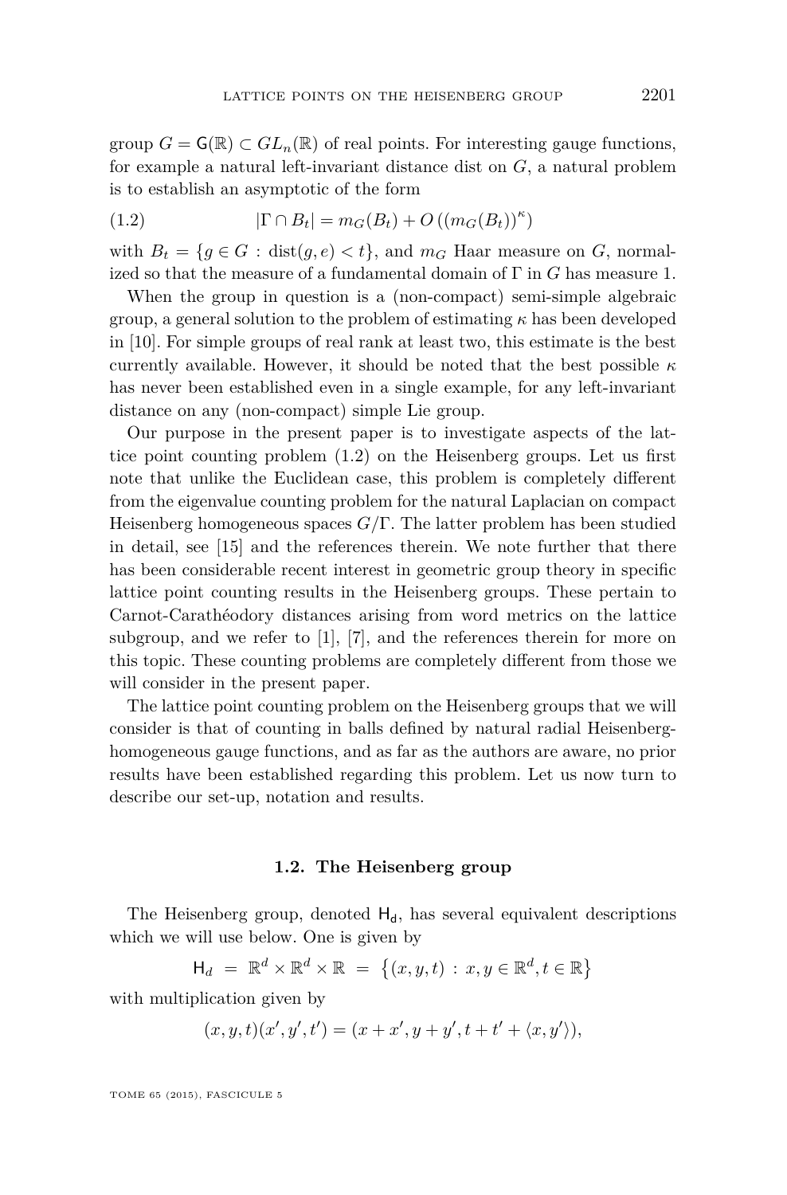group $G = \mathsf{G}(\mathbb{R}) \subset GL_n(\mathbb{R})$ of real points. For interesting gauge functions, for example a natural left-invariant distance dist on $G$, a natural problem is to establish an asymptotic of the form

$$|\Gamma \cap B_t| = m_G(B_t) + O\left((m_G(B_t))^{\kappa}\right) \tag{1.2}$$

with $B_t = \{g \in G : \operatorname{dist}(g, e) < t\}$, and $m_G$ Haar measure on $G$, normalized so that the measure of a fundamental domain of $\Gamma$ in $G$ has measure 1.

When the group in question is a (non-compact) semi-simple algebraic group, a general solution to the problem of estimating $\kappa$ has been developed in [10]. For simple groups of real rank at least two, this estimate is the best currently available. However, it should be noted that the best possible $\kappa$ has never been established even in a single example, for any left-invariant distance on any (non-compact) simple Lie group.

Our purpose in the present paper is to investigate aspects of the lattice point counting problem (1.2) on the Heisenberg groups. Let us first note that unlike the Euclidean case, this problem is completely different from the eigenvalue counting problem for the natural Laplacian on compact Heisenberg homogeneous spaces $G/\Gamma$. The latter problem has been studied in detail, see [15] and the references therein. We note further that there has been considerable recent interest in geometric group theory in specific lattice point counting results in the Heisenberg groups. These pertain to Carnot-Carathéodory distances arising from word metrics on the lattice subgroup, and we refer to [1], [7], and the references therein for more on this topic. These counting problems are completely different from those we will consider in the present paper.

The lattice point counting problem on the Heisenberg groups that we will consider is that of counting in balls defined by natural radial Heisenberg-homogeneous gauge functions, and as far as the authors are aware, no prior results have been established regarding this problem. Let us now turn to describe our set-up, notation and results.

### 1.2. The Heisenberg group

The Heisenberg group, denoted $\mathsf{H}_d$, has several equivalent descriptions which we will use below. One is given by

$$\mathsf{H}_d \;=\; \mathbb{R}^d \times \mathbb{R}^d \times \mathbb{R} \;=\; \left\{(x, y, t) \,:\, x, y \in \mathbb{R}^d, t \in \mathbb{R}\right\}$$

with multiplication given by

$$(x, y, t)(x', y', t') = (x + x', y + y', t + t' + \langle x, y' \rangle),$$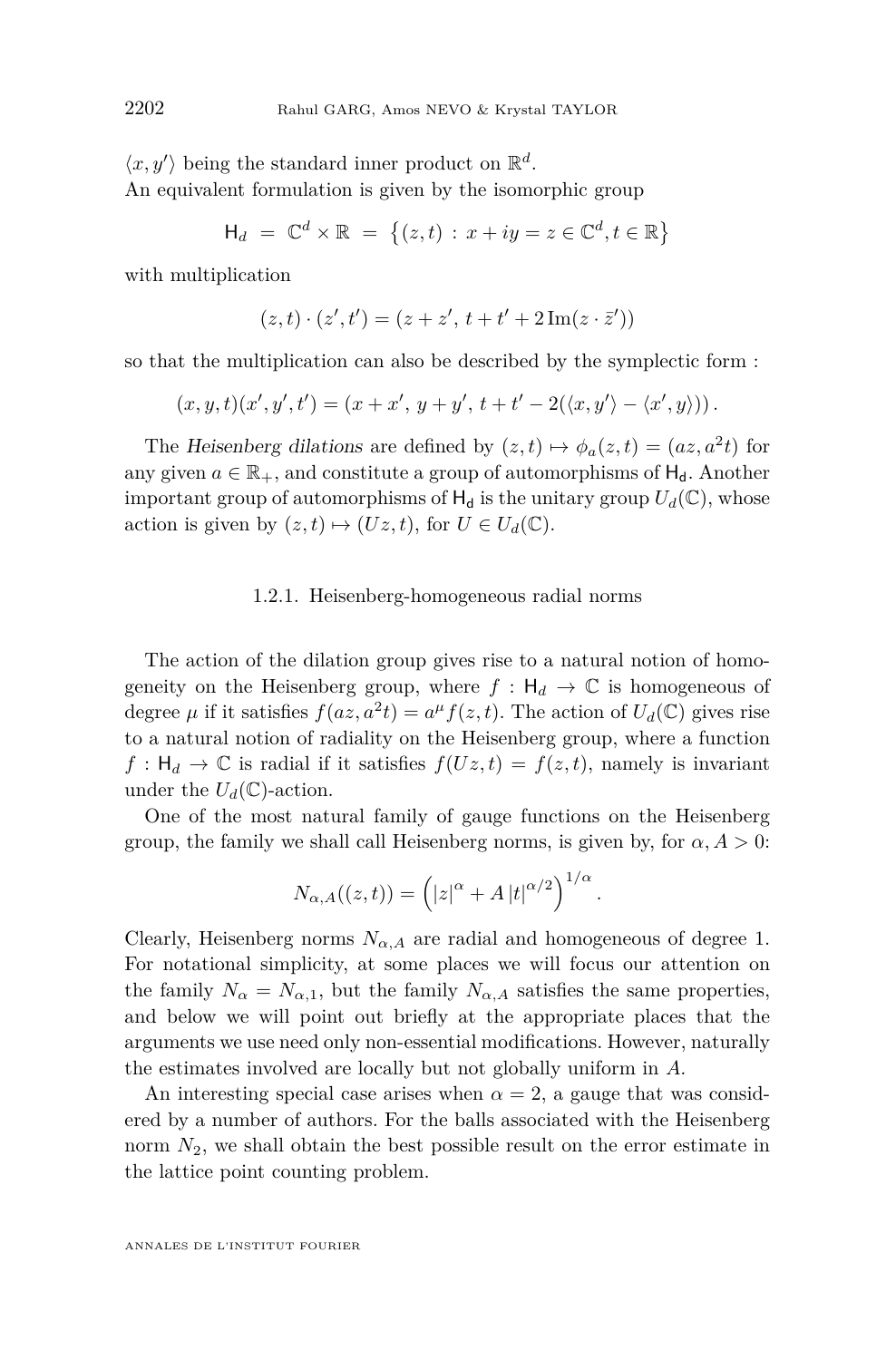$\langle x, y' \rangle$ being the standard inner product on $\mathbb{R}^d$.

An equivalent formulation is given by the isomorphic group

$$\mathsf{H}_d = \mathbb{C}^d \times \mathbb{R} = \left\{ (z,t) : x + iy = z \in \mathbb{C}^d, t \in \mathbb{R} \right\}$$

with multiplication

$$(z,t) \cdot (z',t') = (z + z',\, t + t' + 2\,\mathrm{Im}(z \cdot \bar{z}'))$$

so that the multiplication can also be described by the symplectic form :

$$(x,y,t)(x',y',t') = (x + x',\, y + y',\, t + t' - 2(\langle x, y' \rangle - \langle x', y \rangle))\,.$$

The *Heisenberg dilations* are defined by $(z,t) \mapsto \phi_a(z,t) = (az, a^2 t)$ for any given $a \in \mathbb{R}_+$, and constitute a group of automorphisms of $\mathsf{H}_\mathsf{d}$. Another important group of automorphisms of $\mathsf{H}_\mathsf{d}$ is the unitary group $U_d(\mathbb{C})$, whose action is given by $(z,t) \mapsto (Uz, t)$, for $U \in U_d(\mathbb{C})$.

#### 1.2.1. Heisenberg-homogeneous radial norms

The action of the dilation group gives rise to a natural notion of homogeneity on the Heisenberg group, where $f : \mathsf{H}_d \to \mathbb{C}$ is homogeneous of degree $\mu$ if it satisfies $f(az, a^2 t) = a^\mu f(z,t)$. The action of $U_d(\mathbb{C})$ gives rise to a natural notion of radiality on the Heisenberg group, where a function $f : \mathsf{H}_d \to \mathbb{C}$ is radial if it satisfies $f(Uz,t) = f(z,t)$, namely is invariant under the $U_d(\mathbb{C})$-action.

One of the most natural family of gauge functions on the Heisenberg group, the family we shall call Heisenberg norms, is given by, for $\alpha, A > 0$:

$$N_{\alpha,A}((z,t)) = \left( |z|^\alpha + A\, |t|^{\alpha/2} \right)^{1/\alpha}.$$

Clearly, Heisenberg norms $N_{\alpha,A}$ are radial and homogeneous of degree 1. For notational simplicity, at some places we will focus our attention on the family $N_\alpha = N_{\alpha,1}$, but the family $N_{\alpha,A}$ satisfies the same properties, and below we will point out briefly at the appropriate places that the arguments we use need only non-essential modifications. However, naturally the estimates involved are locally but not globally uniform in $A$.

An interesting special case arises when $\alpha = 2$, a gauge that was considered by a number of authors. For the balls associated with the Heisenberg norm $N_2$, we shall obtain the best possible result on the error estimate in the lattice point counting problem.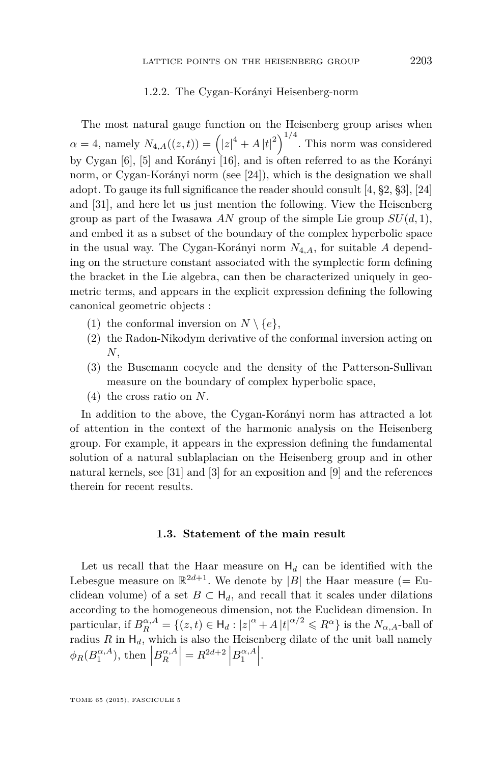#### 1.2.2. The Cygan-Korányi Heisenberg-norm

The most natural gauge function on the Heisenberg group arises when $\alpha = 4$, namely $N_{4,A}((z,t)) = \left(|z|^4 + A\,|t|^2\right)^{1/4}$. This norm was considered by Cygan [6], [5] and Korányi [16], and is often referred to as the Korányi norm, or Cygan-Korányi norm (see [24]), which is the designation we shall adopt. To gauge its full significance the reader should consult [4, §2, §3], [24] and [31], and here let us just mention the following. View the Heisenberg group as part of the Iwasawa $AN$ group of the simple Lie group $SU(d,1)$, and embed it as a subset of the boundary of the complex hyperbolic space in the usual way. The Cygan-Korányi norm $N_{4,A}$, for suitable $A$ depending on the structure constant associated with the symplectic form defining the bracket in the Lie algebra, can then be characterized uniquely in geometric terms, and appears in the explicit expression defining the following canonical geometric objects :

1. the conformal inversion on $N \setminus \{e\}$,
2. the Radon-Nikodym derivative of the conformal inversion acting on $N$,
3. the Busemann cocycle and the density of the Patterson-Sullivan measure on the boundary of complex hyperbolic space,
4. the cross ratio on $N$.

In addition to the above, the Cygan-Korányi norm has attracted a lot of attention in the context of the harmonic analysis on the Heisenberg group. For example, it appears in the expression defining the fundamental solution of a natural sublaplacian on the Heisenberg group and in other natural kernels, see [31] and [3] for an exposition and [9] and the references therein for recent results.

### 1.3. Statement of the main result

Let us recall that the Haar measure on $\mathsf{H}_d$ can be identified with the Lebesgue measure on $\mathbb{R}^{2d+1}$. We denote by $|B|$ the Haar measure (= Euclidean volume) of a set $B \subset \mathsf{H}_d$, and recall that it scales under dilations according to the homogeneous dimension, not the Euclidean dimension. In particular, if $B_R^{\alpha,A} = \{(z,t) \in \mathsf{H}_d : |z|^\alpha + A\,|t|^{\alpha/2} \leqslant R^\alpha\}$ is the $N_{\alpha,A}$-ball of radius $R$ in $\mathsf{H}_d$, which is also the Heisenberg dilate of the unit ball namely $\phi_R(B_1^{\alpha,A})$, then $\left|B_R^{\alpha,A}\right| = R^{2d+2}\left|B_1^{\alpha,A}\right|$.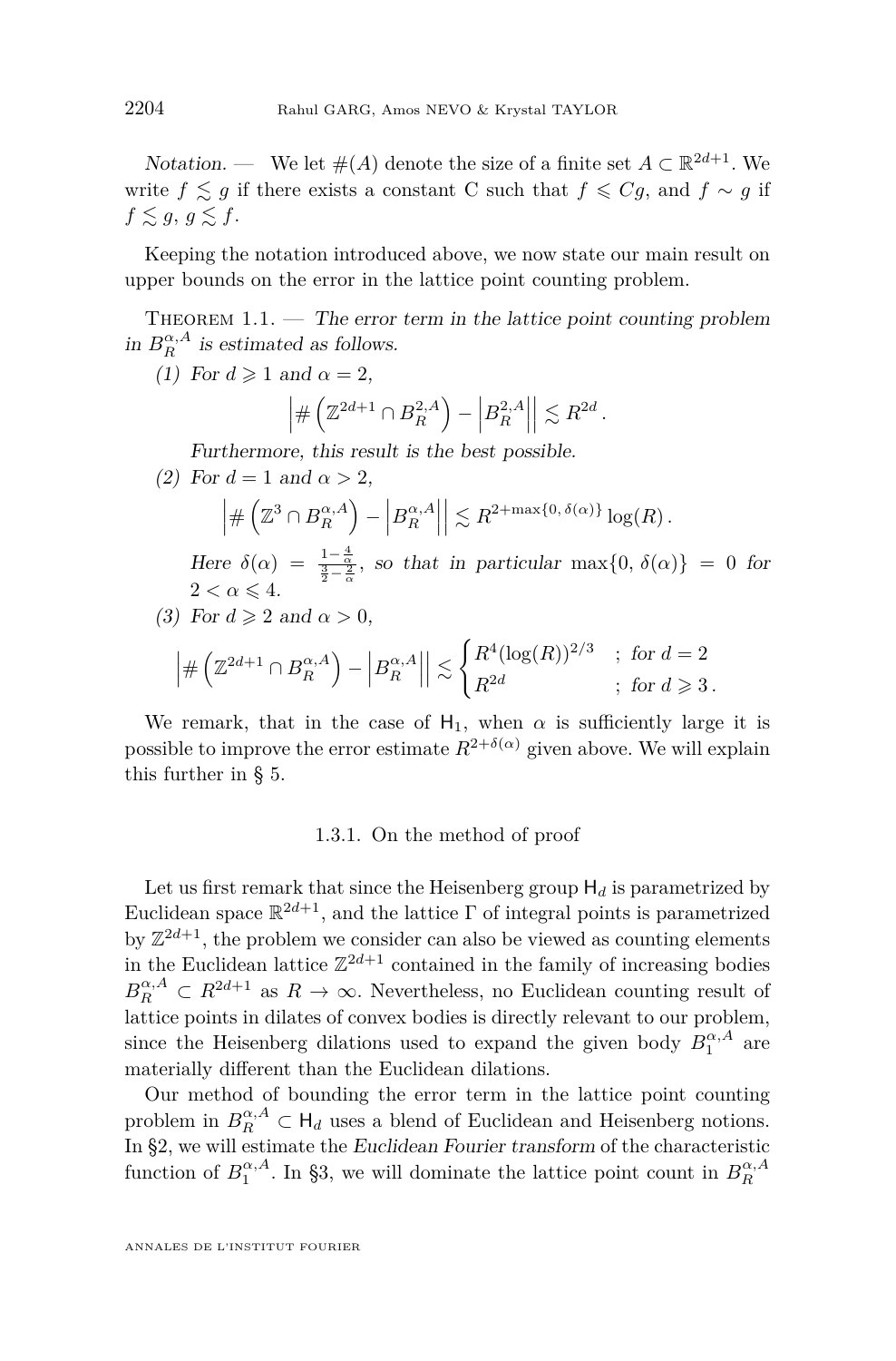*Notation.* — We let $\#(A)$ denote the size of a finite set $A \subset \mathbb{R}^{2d+1}$. We write $f \lesssim g$ if there exists a constant C such that $f \leqslant Cg$, and $f \sim g$ if $f \lesssim g$, $g \lesssim f$.

Keeping the notation introduced above, we now state our main result on upper bounds on the error in the lattice point counting problem.

Theorem 1.1. — *The error term in the lattice point counting problem in $B_R^{\alpha,A}$ is estimated as follows.*

(1) *For $d \geqslant 1$ and $\alpha = 2$,*
$$\left|\#\left(\mathbb{Z}^{2d+1} \cap B_R^{2,A}\right) - \left|B_R^{2,A}\right|\right| \lesssim R^{2d}.$$
*Furthermore, this result is the best possible.*

(2) *For $d = 1$ and $\alpha > 2$,*
$$\left|\#\left(\mathbb{Z}^{3} \cap B_R^{\alpha,A}\right) - \left|B_R^{\alpha,A}\right|\right| \lesssim R^{2+\max\{0,\,\delta(\alpha)\}}\log(R).$$
*Here $\delta(\alpha) = \frac{1-\frac{4}{\alpha}}{\frac{3}{2}-\frac{2}{\alpha}}$, so that in particular $\max\{0,\,\delta(\alpha)\} = 0$ for $2 < \alpha \leqslant 4$.*

(3) *For $d \geqslant 2$ and $\alpha > 0$,*
$$\left|\#\left(\mathbb{Z}^{2d+1} \cap B_R^{\alpha,A}\right) - \left|B_R^{\alpha,A}\right|\right| \lesssim \begin{cases} R^4(\log(R))^{2/3} & ; \text{ for } d = 2 \\ R^{2d} & ; \text{ for } d \geqslant 3\,. \end{cases}$$

We remark, that in the case of $\mathsf{H}_1$, when $\alpha$ is sufficiently large it is possible to improve the error estimate $R^{2+\delta(\alpha)}$ given above. We will explain this further in § 5.

#### 1.3.1. On the method of proof

Let us first remark that since the Heisenberg group $\mathsf{H}_d$ is parametrized by Euclidean space $\mathbb{R}^{2d+1}$, and the lattice $\Gamma$ of integral points is parametrized by $\mathbb{Z}^{2d+1}$, the problem we consider can also be viewed as counting elements in the Euclidean lattice $\mathbb{Z}^{2d+1}$ contained in the family of increasing bodies $B_R^{\alpha,A} \subset R^{2d+1}$ as $R \to \infty$. Nevertheless, no Euclidean counting result of lattice points in dilates of convex bodies is directly relevant to our problem, since the Heisenberg dilations used to expand the given body $B_1^{\alpha,A}$ are materially different than the Euclidean dilations.

Our method of bounding the error term in the lattice point counting problem in $B_R^{\alpha,A} \subset \mathsf{H}_d$ uses a blend of Euclidean and Heisenberg notions. In §2, we will estimate the *Euclidean Fourier transform* of the characteristic function of $B_1^{\alpha,A}$. In §3, we will dominate the lattice point count in $B_R^{\alpha,A}$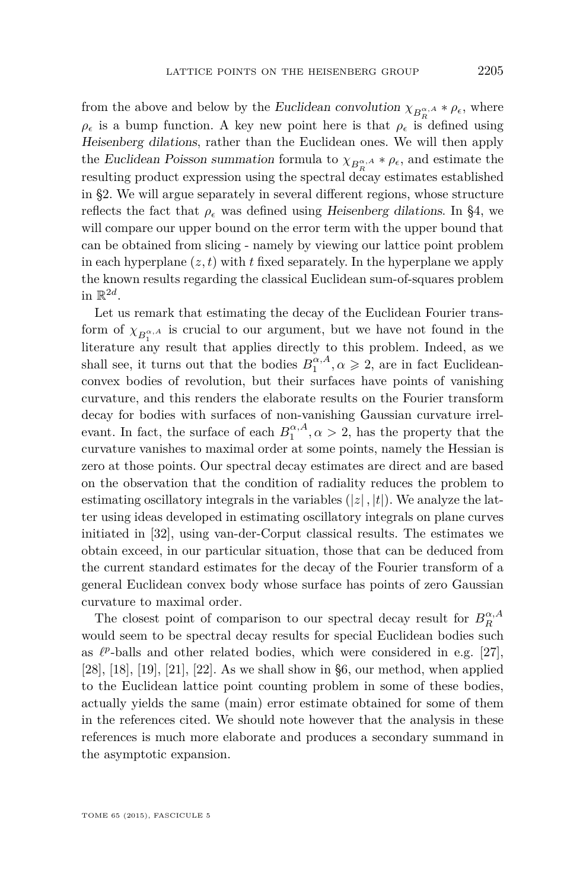from the above and below by the *Euclidean convolution* $\chi_{B_R^{\alpha,A}} * \rho_\epsilon$, where $\rho_\epsilon$ is a bump function. A key new point here is that $\rho_\epsilon$ is defined using *Heisenberg dilations*, rather than the Euclidean ones. We will then apply the *Euclidean Poisson summation* formula to $\chi_{B_R^{\alpha,A}} * \rho_\epsilon$, and estimate the resulting product expression using the spectral decay estimates established in §2. We will argue separately in several different regions, whose structure reflects the fact that $\rho_\epsilon$ was defined using *Heisenberg dilations*. In §4, we will compare our upper bound on the error term with the upper bound that can be obtained from slicing - namely by viewing our lattice point problem in each hyperplane $(z,t)$ with $t$ fixed separately. In the hyperplane we apply the known results regarding the classical Euclidean sum-of-squares problem in $\mathbb{R}^{2d}$.

Let us remark that estimating the decay of the Euclidean Fourier transform of $\chi_{B_1^{\alpha,A}}$ is crucial to our argument, but we have not found in the literature any result that applies directly to this problem. Indeed, as we shall see, it turns out that the bodies $B_1^{\alpha,A}, \alpha \geqslant 2$, are in fact Euclidean-convex bodies of revolution, but their surfaces have points of vanishing curvature, and this renders the elaborate results on the Fourier transform decay for bodies with surfaces of non-vanishing Gaussian curvature irrelevant. In fact, the surface of each $B_1^{\alpha,A}, \alpha > 2$, has the property that the curvature vanishes to maximal order at some points, namely the Hessian is zero at those points. Our spectral decay estimates are direct and are based on the observation that the condition of radiality reduces the problem to estimating oscillatory integrals in the variables $(|z|, |t|)$. We analyze the latter using ideas developed in estimating oscillatory integrals on plane curves initiated in [32], using van-der-Corput classical results. The estimates we obtain exceed, in our particular situation, those that can be deduced from the current standard estimates for the decay of the Fourier transform of a general Euclidean convex body whose surface has points of zero Gaussian curvature to maximal order.

The closest point of comparison to our spectral decay result for $B_R^{\alpha,A}$ would seem to be spectral decay results for special Euclidean bodies such as $\ell^p$-balls and other related bodies, which were considered in e.g. [27], [28], [18], [19], [21], [22]. As we shall show in §6, our method, when applied to the Euclidean lattice point counting problem in some of these bodies, actually yields the same (main) error estimate obtained for some of them in the references cited. We should note however that the analysis in these references is much more elaborate and produces a secondary summand in the asymptotic expansion.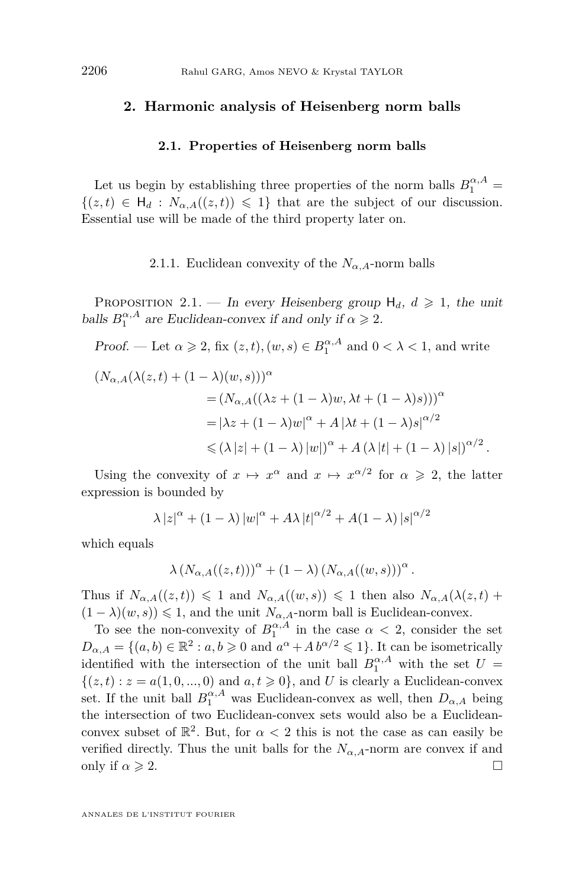## 2. Harmonic analysis of Heisenberg norm balls

### 2.1. Properties of Heisenberg norm balls

Let us begin by establishing three properties of the norm balls $B_1^{\alpha,A} = \{(z,t) \in \mathsf{H}_d : N_{\alpha,A}((z,t)) \leqslant 1\}$ that are the subject of our discussion. Essential use will be made of the third property later on.

#### 2.1.1. Euclidean convexity of the $N_{\alpha,A}$-norm balls

Proposition 2.1. — *In every Heisenberg group $\mathsf{H}_d$, $d \geqslant 1$, the unit balls $B_1^{\alpha,A}$ are Euclidean-convex if and only if $\alpha \geqslant 2$.*

*Proof.* — Let $\alpha \geqslant 2$, fix $(z,t),(w,s) \in B_1^{\alpha,A}$ and $0 < \lambda < 1$, and write

$$
\begin{aligned}
(N_{\alpha,A}(\lambda(z,t) + (1-\lambda)(w,s)))^{\alpha} \\
&= (N_{\alpha,A}((\lambda z + (1-\lambda)w, \lambda t + (1-\lambda)s)))^{\alpha} \\
&= |\lambda z + (1-\lambda)w|^{\alpha} + A\,|\lambda t + (1-\lambda)s|^{\alpha/2} \\
&\leqslant (\lambda\,|z| + (1-\lambda)\,|w|)^{\alpha} + A\,(\lambda\,|t| + (1-\lambda)\,|s|)^{\alpha/2}.
\end{aligned}
$$

Using the convexity of $x \mapsto x^{\alpha}$ and $x \mapsto x^{\alpha/2}$ for $\alpha \geqslant 2$, the latter expression is bounded by

$$
\lambda\,|z|^{\alpha} + (1-\lambda)\,|w|^{\alpha} + A\lambda\,|t|^{\alpha/2} + A(1-\lambda)\,|s|^{\alpha/2}
$$

which equals

$$
\lambda\,(N_{\alpha,A}((z,t)))^{\alpha} + (1-\lambda)\,(N_{\alpha,A}((w,s)))^{\alpha}.
$$

Thus if $N_{\alpha,A}((z,t)) \leqslant 1$ and $N_{\alpha,A}((w,s)) \leqslant 1$ then also $N_{\alpha,A}(\lambda(z,t) + (1-\lambda)(w,s)) \leqslant 1$, and the unit $N_{\alpha,A}$-norm ball is Euclidean-convex.

To see the non-convexity of $B_1^{\alpha,A}$ in the case $\alpha < 2$, consider the set $D_{\alpha,A} = \{(a,b) \in \mathbb{R}^2 : a,b \geqslant 0 \text{ and } a^{\alpha} + A\,b^{\alpha/2} \leqslant 1\}$. It can be isometrically identified with the intersection of the unit ball $B_1^{\alpha,A}$ with the set $U = \{(z,t) : z = a(1,0,...,0) \text{ and } a,t \geqslant 0\}$, and $U$ is clearly a Euclidean-convex set. If the unit ball $B_1^{\alpha,A}$ was Euclidean-convex as well, then $D_{\alpha,A}$ being the intersection of two Euclidean-convex sets would also be a Euclidean-convex subset of $\mathbb{R}^2$. But, for $\alpha < 2$ this is not the case as can easily be verified directly. Thus the unit balls for the $N_{\alpha,A}$-norm are convex if and only if $\alpha \geqslant 2$. □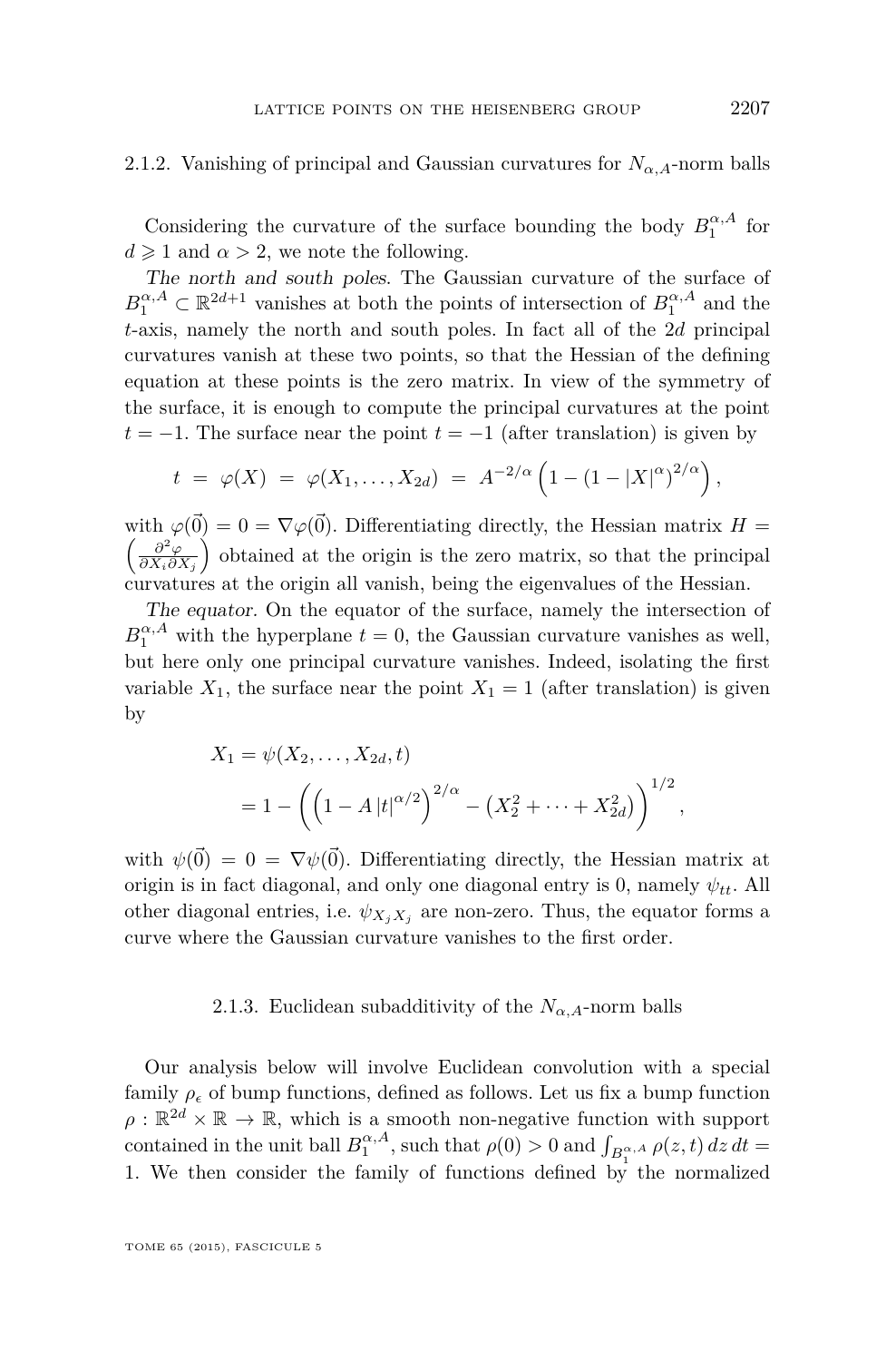### 2.1.2. Vanishing of principal and Gaussian curvatures for $N_{\alpha,A}$-norm balls

Considering the curvature of the surface bounding the body $B_1^{\alpha,A}$ for $d \geqslant 1$ and $\alpha > 2$, we note the following.

*The north and south poles.* The Gaussian curvature of the surface of $B_1^{\alpha,A} \subset \mathbb{R}^{2d+1}$ vanishes at both the points of intersection of $B_1^{\alpha,A}$ and the $t$-axis, namely the north and south poles. In fact all of the $2d$ principal curvatures vanish at these two points, so that the Hessian of the defining equation at these points is the zero matrix. In view of the symmetry of the surface, it is enough to compute the principal curvatures at the point $t = -1$. The surface near the point $t = -1$ (after translation) is given by

$$t = \varphi(X) = \varphi(X_1, \ldots, X_{2d}) = A^{-2/\alpha}\left(1 - (1 - |X|^{\alpha})^{2/\alpha}\right),$$

with $\varphi(\vec{0}) = 0 = \nabla\varphi(\vec{0})$. Differentiating directly, the Hessian matrix $H = \left(\frac{\partial^2 \varphi}{\partial X_i \partial X_j}\right)$ obtained at the origin is the zero matrix, so that the principal curvatures at the origin all vanish, being the eigenvalues of the Hessian.

*The equator.* On the equator of the surface, namely the intersection of $B_1^{\alpha,A}$ with the hyperplane $t = 0$, the Gaussian curvature vanishes as well, but here only one principal curvature vanishes. Indeed, isolating the first variable $X_1$, the surface near the point $X_1 = 1$ (after translation) is given by

$$\begin{aligned} X_1 &= \psi(X_2, \ldots, X_{2d}, t) \\ &= 1 - \left(\left(1 - A\,|t|^{\alpha/2}\right)^{2/\alpha} - \left(X_2^2 + \cdots + X_{2d}^2\right)\right)^{1/2}, \end{aligned}$$

with $\psi(\vec{0}) = 0 = \nabla\psi(\vec{0})$. Differentiating directly, the Hessian matrix at origin is in fact diagonal, and only one diagonal entry is 0, namely $\psi_{tt}$. All other diagonal entries, i.e. $\psi_{X_j X_j}$ are non-zero. Thus, the equator forms a curve where the Gaussian curvature vanishes to the first order.

### 2.1.3. Euclidean subadditivity of the $N_{\alpha,A}$-norm balls

Our analysis below will involve Euclidean convolution with a special family $\rho_\epsilon$ of bump functions, defined as follows. Let us fix a bump function $\rho : \mathbb{R}^{2d} \times \mathbb{R} \to \mathbb{R}$, which is a smooth non-negative function with support contained in the unit ball $B_1^{\alpha,A}$, such that $\rho(0) > 0$ and $\int_{B_1^{\alpha,A}} \rho(z,t)\, dz\, dt = 1$. We then consider the family of functions defined by the normalized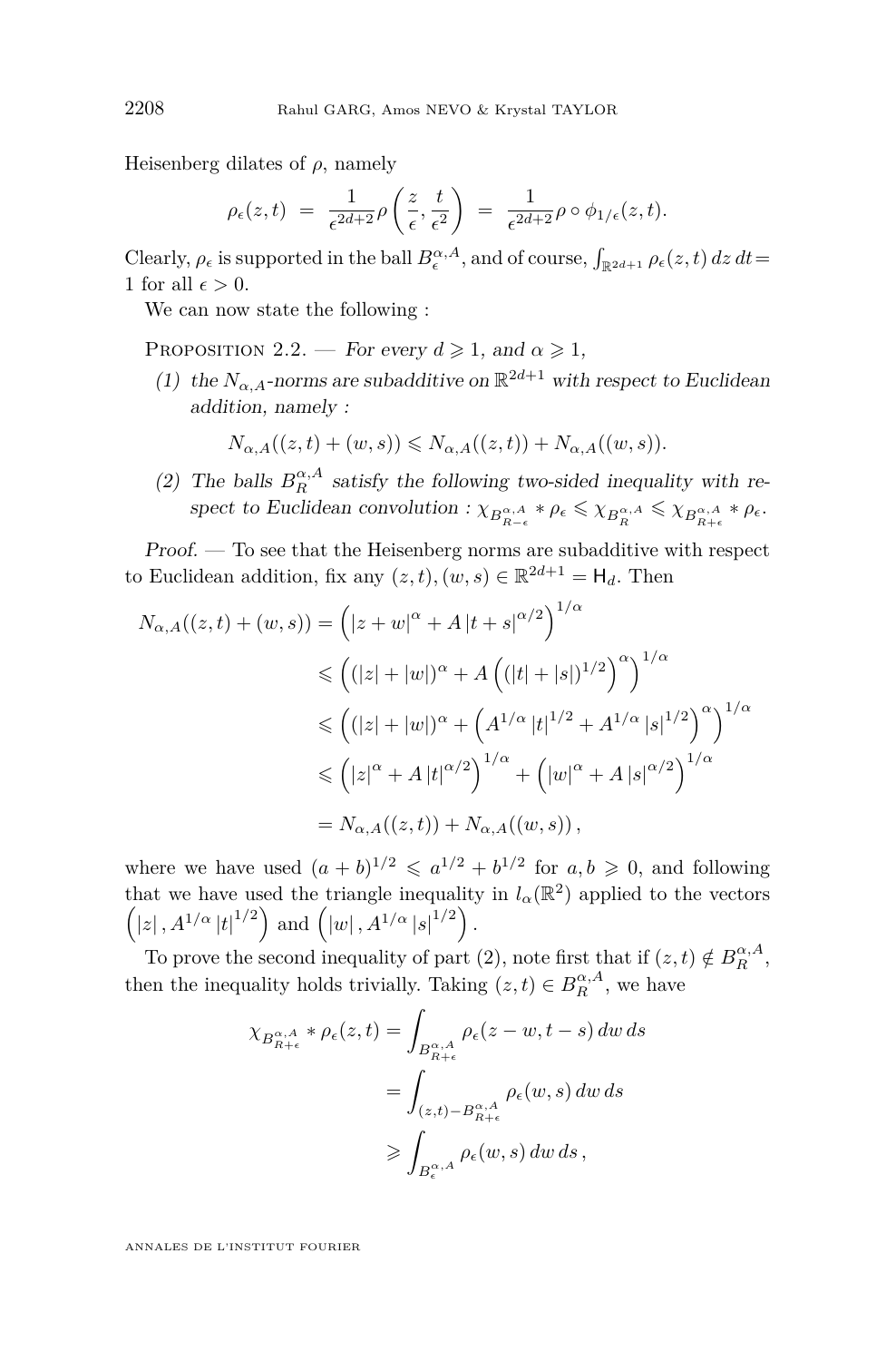Heisenberg dilates of $\rho$, namely

$$\rho_\epsilon(z,t) \;=\; \frac{1}{\epsilon^{2d+2}}\rho\left(\frac{z}{\epsilon},\frac{t}{\epsilon^2}\right) \;=\; \frac{1}{\epsilon^{2d+2}}\rho\circ\phi_{1/\epsilon}(z,t).$$

Clearly, $\rho_\epsilon$ is supported in the ball $B_\epsilon^{\alpha,A}$, and of course, $\int_{\mathbb{R}^{2d+1}}\rho_\epsilon(z,t)\,dz\,dt = 1$ for all $\epsilon>0$.

We can now state the following :

Proposition 2.2. — *For every $d\geqslant 1$, and $\alpha\geqslant 1$,*

1. *the $N_{\alpha,A}$-norms are subadditive on $\mathbb{R}^{2d+1}$ with respect to Euclidean addition, namely :*
$$N_{\alpha,A}((z,t)+(w,s))\leqslant N_{\alpha,A}((z,t))+N_{\alpha,A}((w,s)).$$
2. *The balls $B_R^{\alpha,A}$ satisfy the following two-sided inequality with respect to Euclidean convolution : $\chi_{B_{R-\epsilon}^{\alpha,A}}*\rho_\epsilon\leqslant\chi_{B_R^{\alpha,A}}\leqslant\chi_{B_{R+\epsilon}^{\alpha,A}}*\rho_\epsilon$.*

*Proof.* — To see that the Heisenberg norms are subadditive with respect to Euclidean addition, fix any $(z,t),(w,s)\in\mathbb{R}^{2d+1}=\mathsf{H}_d$. Then

$$\begin{aligned}
N_{\alpha,A}((z,t)+(w,s)) &= \left(|z+w|^\alpha + A\,|t+s|^{\alpha/2}\right)^{1/\alpha}\\
&\leqslant \left((|z|+|w|)^\alpha + A\left((|t|+|s|)^{1/2}\right)^\alpha\right)^{1/\alpha}\\
&\leqslant \left((|z|+|w|)^\alpha + \left(A^{1/\alpha}\,|t|^{1/2}+A^{1/\alpha}\,|s|^{1/2}\right)^\alpha\right)^{1/\alpha}\\
&\leqslant \left(|z|^\alpha + A\,|t|^{\alpha/2}\right)^{1/\alpha} + \left(|w|^\alpha + A\,|s|^{\alpha/2}\right)^{1/\alpha}\\
&= N_{\alpha,A}((z,t))+N_{\alpha,A}((w,s))\,,
\end{aligned}$$

where we have used $(a+b)^{1/2}\leqslant a^{1/2}+b^{1/2}$ for $a,b\geqslant 0$, and following that we have used the triangle inequality in $l_\alpha(\mathbb{R}^2)$ applied to the vectors $\left(|z|\,,A^{1/\alpha}\,|t|^{1/2}\right)$ and $\left(|w|\,,A^{1/\alpha}\,|s|^{1/2}\right)$.

To prove the second inequality of part (2), note first that if $(z,t)\notin B_R^{\alpha,A}$, then the inequality holds trivially. Taking $(z,t)\in B_R^{\alpha,A}$, we have

$$\begin{aligned}
\chi_{B_{R+\epsilon}^{\alpha,A}}*\rho_\epsilon(z,t) &= \int_{B_{R+\epsilon}^{\alpha,A}}\rho_\epsilon(z-w,t-s)\,dw\,ds\\
&= \int_{(z,t)-B_{R+\epsilon}^{\alpha,A}}\rho_\epsilon(w,s)\,dw\,ds\\
&\geqslant \int_{B_\epsilon^{\alpha,A}}\rho_\epsilon(w,s)\,dw\,ds\,,
\end{aligned}$$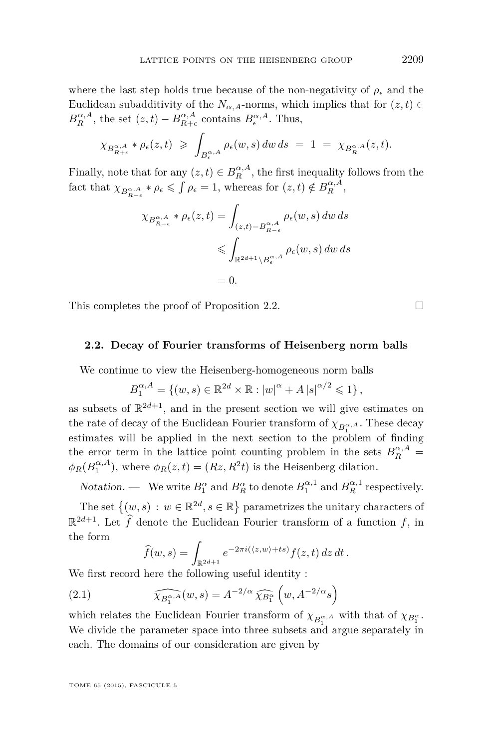where the last step holds true because of the non-negativity of $\rho_\epsilon$ and the Euclidean subadditivity of the $N_{\alpha,A}$-norms, which implies that for $(z,t) \in B_R^{\alpha,A}$, the set $(z,t) - B_{R+\epsilon}^{\alpha,A}$ contains $B_\epsilon^{\alpha,A}$. Thus,

$$\chi_{B_{R+\epsilon}^{\alpha,A}} * \rho_\epsilon(z,t) \;\geqslant\; \int_{B_\epsilon^{\alpha,A}} \rho_\epsilon(w,s)\,dw\,ds \;=\; 1 \;=\; \chi_{B_R^{\alpha,A}}(z,t).$$

Finally, note that for any $(z,t) \in B_R^{\alpha,A}$, the first inequality follows from the fact that $\chi_{B_{R-\epsilon}^{\alpha,A}} * \rho_\epsilon \leqslant \int \rho_\epsilon = 1$, whereas for $(z,t) \notin B_R^{\alpha,A}$,

$$\begin{aligned}
\chi_{B_{R-\epsilon}^{\alpha,A}} * \rho_\epsilon(z,t) &= \int_{(z,t)-B_{R-\epsilon}^{\alpha,A}} \rho_\epsilon(w,s)\,dw\,ds \\
&\leqslant \int_{\mathbb{R}^{2d+1}\setminus B_\epsilon^{\alpha,A}} \rho_\epsilon(w,s)\,dw\,ds \\
&= 0.
\end{aligned}$$

This completes the proof of Proposition 2.2. □

### 2.2. Decay of Fourier transforms of Heisenberg norm balls

We continue to view the Heisenberg-homogeneous norm balls

$$B_1^{\alpha,A} = \left\{(w,s) \in \mathbb{R}^{2d}\times\mathbb{R} : |w|^\alpha + A\,|s|^{\alpha/2} \leqslant 1\right\},$$

as subsets of $\mathbb{R}^{2d+1}$, and in the present section we will give estimates on the rate of decay of the Euclidean Fourier transform of $\chi_{B_1^{\alpha,A}}$. These decay estimates will be applied in the next section to the problem of finding the error term in the lattice point counting problem in the sets $B_R^{\alpha,A} = \phi_R(B_1^{\alpha,A})$, where $\phi_R(z,t) = (Rz, R^2 t)$ is the Heisenberg dilation.

*Notation.* — We write $B_1^\alpha$ and $B_R^\alpha$ to denote $B_1^{\alpha,1}$ and $B_R^{\alpha,1}$ respectively.

The set $\left\{(w,s) \,:\, w \in \mathbb{R}^{2d}, s \in \mathbb{R}\right\}$ parametrizes the unitary characters of $\mathbb{R}^{2d+1}$. Let $\widehat{f}$ denote the Euclidean Fourier transform of a function $f$, in the form

$$\widehat{f}(w,s) = \int_{\mathbb{R}^{2d+1}} e^{-2\pi i(\langle z,w\rangle + ts)} f(z,t)\,dz\,dt\,.$$

We first record here the following useful identity :

$$\widehat{\chi_{B_1^{\alpha,A}}}(w,s) = A^{-2/\alpha}\,\widehat{\chi_{B_1^\alpha}}\left(w, A^{-2/\alpha}s\right) \tag{2.1}$$

which relates the Euclidean Fourier transform of $\chi_{B_1^{\alpha,A}}$ with that of $\chi_{B_1^\alpha}$. We divide the parameter space into three subsets and argue separately in each. The domains of our consideration are given by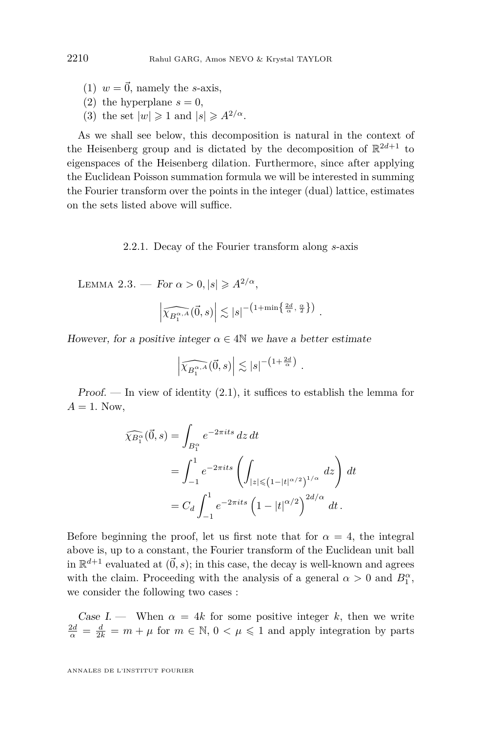(1) $w = \vec{0}$, namely the $s$-axis,
(2) the hyperplane $s = 0$,
(3) the set $|w| \geqslant 1$ and $|s| \geqslant A^{2/\alpha}$.

As we shall see below, this decomposition is natural in the context of the Heisenberg group and is dictated by the decomposition of $\mathbb{R}^{2d+1}$ to eigenspaces of the Heisenberg dilation. Furthermore, since after applying the Euclidean Poisson summation formula we will be interested in summing the Fourier transform over the points in the integer (dual) lattice, estimates on the sets listed above will suffice.

### 2.2.1. Decay of the Fourier transform along $s$-axis

Lemma 2.3. — *For $\alpha > 0, |s| \geqslant A^{2/\alpha}$,*

$$\left|\widehat{\chi_{B_1^{\alpha,A}}}(\vec{0}, s)\right| \lesssim |s|^{-\left(1+\min\left\{\frac{2d}{\alpha},\, \frac{\alpha}{2}\right\}\right)} .$$

*However, for a positive integer $\alpha \in 4\mathbb{N}$ we have a better estimate*

$$\left|\widehat{\chi_{B_1^{\alpha,A}}}(\vec{0}, s)\right| \lesssim |s|^{-\left(1+\frac{2d}{\alpha}\right)} .$$

*Proof.* — In view of identity (2.1), it suffices to establish the lemma for $A = 1$. Now,

$$\begin{aligned}
\widehat{\chi_{B_1^{\alpha}}}(\vec{0}, s) &= \int_{B_1^{\alpha}} e^{-2\pi i t s}\, dz\, dt \\
&= \int_{-1}^{1} e^{-2\pi i t s} \left( \int_{|z| \leqslant \left(1-|t|^{\alpha/2}\right)^{1/\alpha}} dz \right) dt \\
&= C_d \int_{-1}^{1} e^{-2\pi i t s} \left(1 - |t|^{\alpha/2}\right)^{2d/\alpha} dt \,.
\end{aligned}$$

Before beginning the proof, let us first note that for $\alpha = 4$, the integral above is, up to a constant, the Fourier transform of the Euclidean unit ball in $\mathbb{R}^{d+1}$ evaluated at $(\vec{0}, s)$; in this case, the decay is well-known and agrees with the claim. Proceeding with the analysis of a general $\alpha > 0$ and $B_1^{\alpha}$, we consider the following two cases :

*Case I.* — When $\alpha = 4k$ for some positive integer $k$, then we write $\frac{2d}{\alpha} = \frac{d}{2k} = m + \mu$ for $m \in \mathbb{N}$, $0 < \mu \leqslant 1$ and apply integration by parts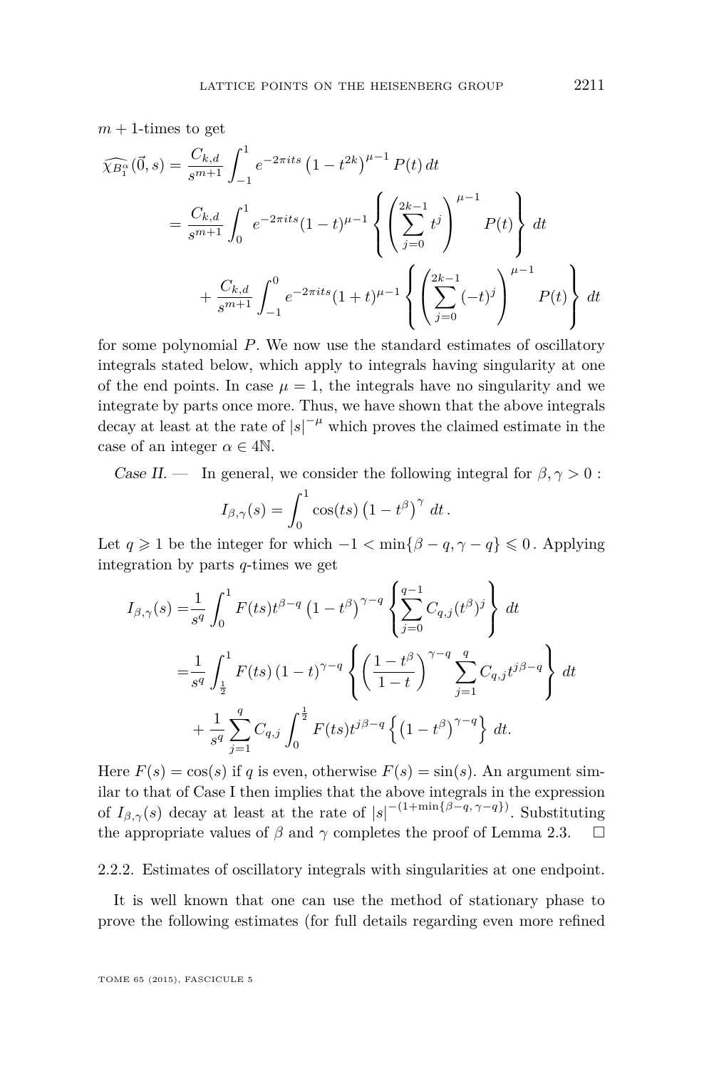$m+1$-times to get

$$
\begin{aligned}
\widehat{\chi_{B_1^\alpha}}(\vec{0},s) &= \frac{C_{k,d}}{s^{m+1}} \int_{-1}^{1} e^{-2\pi its} \left(1-t^{2k}\right)^{\mu-1} P(t)\, dt \\
&= \frac{C_{k,d}}{s^{m+1}} \int_{0}^{1} e^{-2\pi its} (1-t)^{\mu-1} \left\{ \left( \sum_{j=0}^{2k-1} t^j \right)^{\mu-1} P(t) \right\} dt \\
&\quad + \frac{C_{k,d}}{s^{m+1}} \int_{-1}^{0} e^{-2\pi its} (1+t)^{\mu-1} \left\{ \left( \sum_{j=0}^{2k-1} (-t)^j \right)^{\mu-1} P(t) \right\} dt
\end{aligned}
$$

for some polynomial $P$. We now use the standard estimates of oscillatory integrals stated below, which apply to integrals having singularity at one of the end points. In case $\mu = 1$, the integrals have no singularity and we integrate by parts once more. Thus, we have shown that the above integrals decay at least at the rate of $|s|^{-\mu}$ which proves the claimed estimate in the case of an integer $\alpha \in 4\mathbb{N}$.

*Case II.* — In general, we consider the following integral for $\beta, \gamma > 0$ :

$$
I_{\beta,\gamma}(s) = \int_0^1 \cos(ts) \left(1-t^\beta\right)^\gamma \, dt \, .
$$

Let $q \geqslant 1$ be the integer for which $-1 < \min\{\beta - q, \gamma - q\} \leqslant 0$ . Applying integration by parts $q$-times we get

$$
\begin{aligned}
I_{\beta,\gamma}(s) =& \frac{1}{s^q} \int_0^1 F(ts) t^{\beta-q} \left(1-t^\beta\right)^{\gamma-q} \left\{ \sum_{j=0}^{q-1} C_{q,j} (t^\beta)^j \right\} dt \\
=& \frac{1}{s^q} \int_{\frac{1}{2}}^1 F(ts) \left(1-t\right)^{\gamma-q} \left\{ \left( \frac{1-t^\beta}{1-t} \right)^{\gamma-q} \sum_{j=1}^{q} C_{q,j} t^{j\beta-q} \right\} dt \\
&+ \frac{1}{s^q} \sum_{j=1}^{q} C_{q,j} \int_0^{\frac{1}{2}} F(ts) t^{j\beta-q} \left\{ \left(1-t^\beta\right)^{\gamma-q} \right\} dt.
\end{aligned}
$$

Here $F(s) = \cos(s)$ if $q$ is even, otherwise $F(s) = \sin(s)$. An argument similar to that of Case I then implies that the above integrals in the expression of $I_{\beta,\gamma}(s)$ decay at least at the rate of $|s|^{-(1+\min\{\beta-q,\, \gamma-q\})}$. Substituting the appropriate values of $\beta$ and $\gamma$ completes the proof of Lemma 2.3. □

### 2.2.2. Estimates of oscillatory integrals with singularities at one endpoint.

It is well known that one can use the method of stationary phase to prove the following estimates (for full details regarding even more refined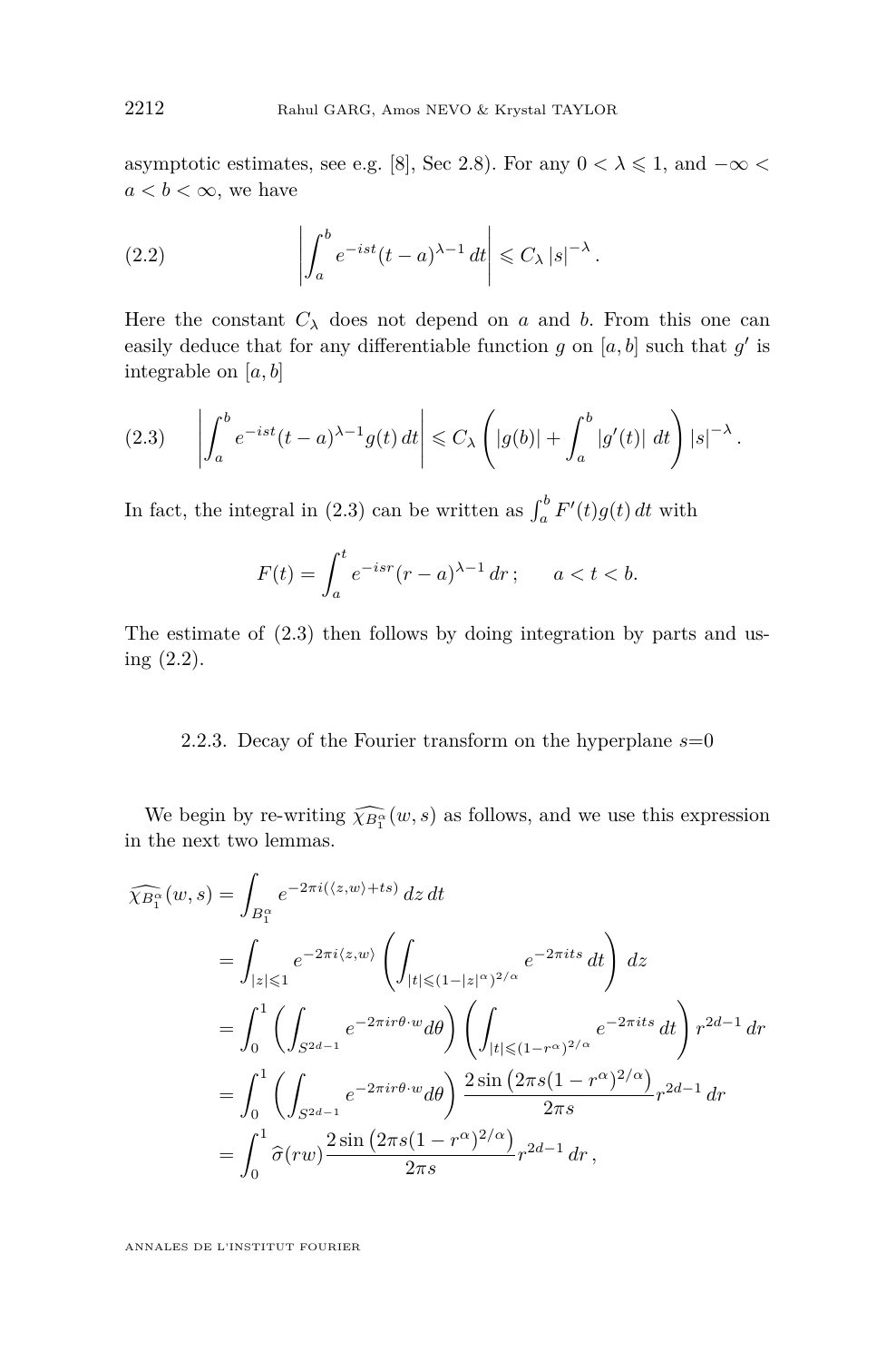asymptotic estimates, see e.g. [8], Sec 2.8). For any $0 < \lambda \leqslant 1$, and $-\infty < a < b < \infty$, we have

$$\left| \int_a^b e^{-ist}(t-a)^{\lambda-1}\, dt \right| \leqslant C_\lambda \, |s|^{-\lambda} . \tag{2.2}$$

Here the constant $C_\lambda$ does not depend on $a$ and $b$. From this one can easily deduce that for any differentiable function $g$ on $[a,b]$ such that $g'$ is integrable on $[a,b]$

$$\left| \int_a^b e^{-ist}(t-a)^{\lambda-1} g(t)\, dt \right| \leqslant C_\lambda \left( |g(b)| + \int_a^b |g'(t)| \; dt \right) |s|^{-\lambda} . \tag{2.3}$$

In fact, the integral in (2.3) can be written as $\int_a^b F'(t) g(t)\, dt$ with

$$F(t) = \int_a^t e^{-isr}(r-a)^{\lambda-1}\, dr \, ; \qquad a < t < b.$$

The estimate of (2.3) then follows by doing integration by parts and using (2.2).

### 2.2.3. Decay of the Fourier transform on the hyperplane $s$=0

We begin by re-writing $\widehat{\chi_{B_1^\alpha}}(w,s)$ as follows, and we use this expression in the next two lemmas.

$$\begin{aligned}
\widehat{\chi_{B_1^\alpha}}(w,s) &= \int_{B_1^\alpha} e^{-2\pi i(\langle z,w\rangle + ts)}\, dz\, dt \\
&= \int_{|z|\leqslant 1} e^{-2\pi i \langle z,w\rangle} \left( \int_{|t|\leqslant (1-|z|^\alpha)^{2/\alpha}} e^{-2\pi i t s}\, dt \right) dz \\
&= \int_0^1 \left( \int_{S^{2d-1}} e^{-2\pi i r\theta\cdot w} d\theta \right) \left( \int_{|t|\leqslant (1-r^\alpha)^{2/\alpha}} e^{-2\pi i t s}\, dt \right) r^{2d-1}\, dr \\
&= \int_0^1 \left( \int_{S^{2d-1}} e^{-2\pi i r\theta\cdot w} d\theta \right) \frac{2\sin\left(2\pi s(1-r^\alpha)^{2/\alpha}\right)}{2\pi s} r^{2d-1}\, dr \\
&= \int_0^1 \widehat{\sigma}(rw) \frac{2\sin\left(2\pi s(1-r^\alpha)^{2/\alpha}\right)}{2\pi s} r^{2d-1}\, dr \, ,
\end{aligned}$$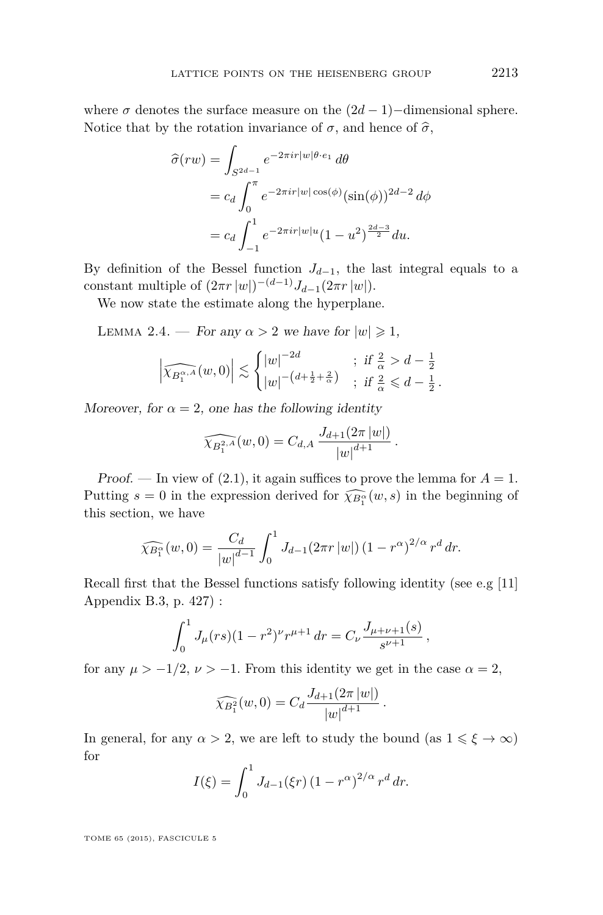where $\sigma$ denotes the surface measure on the $(2d-1)-$dimensional sphere. Notice that by the rotation invariance of $\sigma$, and hence of $\widehat{\sigma}$,

$$
\begin{aligned}
\widehat{\sigma}(rw) &= \int_{S^{2d-1}} e^{-2\pi i r|w|\theta\cdot e_1}\, d\theta \\
&= c_d \int_0^{\pi} e^{-2\pi i r|w|\cos(\phi)} (\sin(\phi))^{2d-2}\, d\phi \\
&= c_d \int_{-1}^{1} e^{-2\pi i r|w| u} (1-u^2)^{\frac{2d-3}{2}}\, du.
\end{aligned}
$$

By definition of the Bessel function $J_{d-1}$, the last integral equals to a constant multiple of $(2\pi r\,|w|)^{-(d-1)} J_{d-1}(2\pi r\,|w|)$.

We now state the estimate along the hyperplane.

Lemma 2.4. — *For any $\alpha > 2$ we have for $|w| \geqslant 1$,*

$$
\left|\widehat{\chi_{B_1^{\alpha,A}}}(w,0)\right| \lesssim \begin{cases} |w|^{-2d} & ;\ \text{if } \frac{2}{\alpha} > d - \frac{1}{2} \\ |w|^{-\left(d+\frac{1}{2}+\frac{2}{\alpha}\right)} & ;\ \text{if } \frac{2}{\alpha} \leqslant d - \frac{1}{2}\,. \end{cases}
$$

*Moreover, for $\alpha = 2$, one has the following identity*

$$
\widehat{\chi_{B_1^{2,A}}}(w,0) = C_{d,A}\, \frac{J_{d+1}(2\pi\,|w|)}{|w|^{d+1}}\,.
$$

*Proof.* — In view of (2.1), it again suffices to prove the lemma for $A = 1$. Putting $s = 0$ in the expression derived for $\widehat{\chi_{B_1^{\alpha}}}(w,s)$ in the beginning of this section, we have

$$
\widehat{\chi_{B_1^{\alpha}}}(w,0) = \frac{C_d}{|w|^{d-1}} \int_0^1 J_{d-1}(2\pi r\,|w|)\,(1-r^{\alpha})^{2/\alpha}\, r^d\, dr.
$$

Recall first that the Bessel functions satisfy following identity (see e.g [11] Appendix B.3, p. 427) :

$$
\int_0^1 J_{\mu}(rs)(1-r^2)^{\nu} r^{\mu+1}\, dr = C_{\nu} \frac{J_{\mu+\nu+1}(s)}{s^{\nu+1}}\,,
$$

for any $\mu > -1/2$, $\nu > -1$. From this identity we get in the case $\alpha = 2$,

$$
\widehat{\chi_{B_1^{2}}}(w,0) = C_d \frac{J_{d+1}(2\pi\,|w|)}{|w|^{d+1}}\,.
$$

In general, for any $\alpha > 2$, we are left to study the bound (as $1 \leqslant \xi \to \infty$) for

$$
I(\xi) = \int_0^1 J_{d-1}(\xi r)\,(1-r^{\alpha})^{2/\alpha}\, r^d\, dr.
$$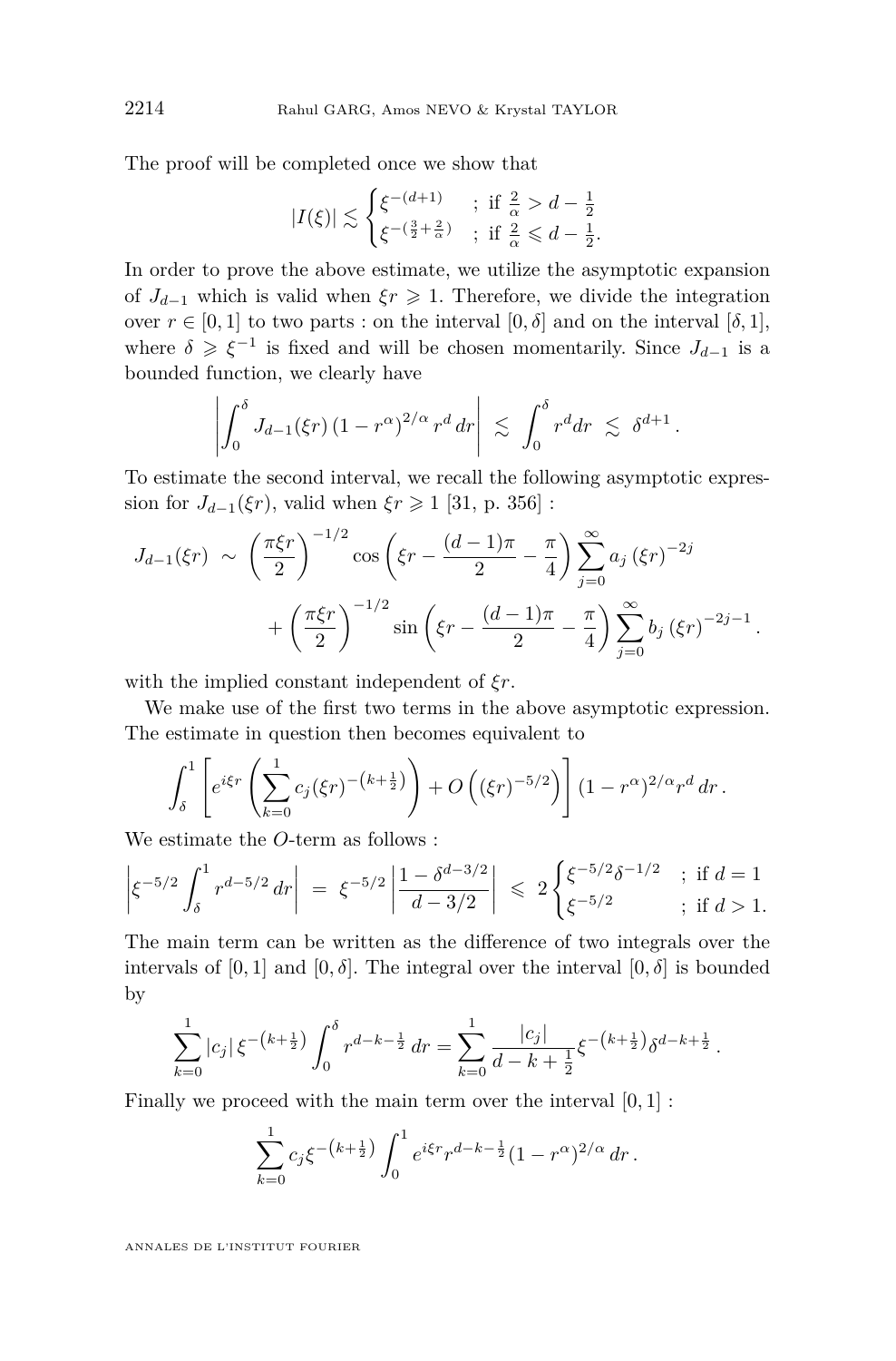The proof will be completed once we show that

$$|I(\xi)| \lesssim \begin{cases} \xi^{-(d+1)} & ; \text{ if } \frac{2}{\alpha} > d - \frac{1}{2} \\ \xi^{-(\frac{3}{2}+\frac{2}{\alpha})} & ; \text{ if } \frac{2}{\alpha} \leqslant d - \frac{1}{2}. \end{cases}$$

In order to prove the above estimate, we utilize the asymptotic expansion of $J_{d-1}$ which is valid when $\xi r \geqslant 1$. Therefore, we divide the integration over $r \in [0,1]$ to two parts : on the interval $[0,\delta]$ and on the interval $[\delta,1]$, where $\delta \geqslant \xi^{-1}$ is fixed and will be chosen momentarily. Since $J_{d-1}$ is a bounded function, we clearly have

$$\left| \int_0^\delta J_{d-1}(\xi r)\,(1-r^\alpha)^{2/\alpha}\, r^d\, dr \right| \;\lesssim\; \int_0^\delta r^d dr \;\lesssim\; \delta^{d+1}\,.$$

To estimate the second interval, we recall the following asymptotic expression for $J_{d-1}(\xi r)$, valid when $\xi r \geqslant 1$ [31, p. 356] :

$$J_{d-1}(\xi r) \;\sim\; \left(\frac{\pi \xi r}{2}\right)^{-1/2} \cos\left(\xi r - \frac{(d-1)\pi}{2} - \frac{\pi}{4}\right) \sum_{j=0}^{\infty} a_j\,(\xi r)^{-2j}$$
$$+ \left(\frac{\pi \xi r}{2}\right)^{-1/2} \sin\left(\xi r - \frac{(d-1)\pi}{2} - \frac{\pi}{4}\right) \sum_{j=0}^{\infty} b_j\,(\xi r)^{-2j-1}\,.$$

with the implied constant independent of $\xi r$.

We make use of the first two terms in the above asymptotic expression. The estimate in question then becomes equivalent to

$$\int_\delta^1 \left[ e^{i\xi r} \left( \sum_{k=0}^{1} c_j (\xi r)^{-\left(k+\frac{1}{2}\right)} \right) + O\left((\xi r)^{-5/2}\right) \right] (1-r^\alpha)^{2/\alpha} r^d\, dr\,.$$

We estimate the $O$-term as follows :

$$\left| \xi^{-5/2} \int_\delta^1 r^{d-5/2}\, dr \right| \;=\; \xi^{-5/2} \left| \frac{1-\delta^{d-3/2}}{d-3/2} \right| \;\leqslant\; 2 \begin{cases} \xi^{-5/2}\delta^{-1/2} & ; \text{ if } d=1 \\ \xi^{-5/2} & ; \text{ if } d>1. \end{cases}$$

The main term can be written as the difference of two integrals over the intervals of $[0,1]$ and $[0,\delta]$. The integral over the interval $[0,\delta]$ is bounded by

$$\sum_{k=0}^{1} |c_j|\, \xi^{-\left(k+\frac{1}{2}\right)} \int_0^\delta r^{d-k-\frac{1}{2}}\, dr = \sum_{k=0}^{1} \frac{|c_j|}{d-k+\frac{1}{2}} \xi^{-\left(k+\frac{1}{2}\right)} \delta^{d-k+\frac{1}{2}}\,.$$

Finally we proceed with the main term over the interval $[0,1]$ :

$$\sum_{k=0}^{1} c_j \xi^{-\left(k+\frac{1}{2}\right)} \int_0^1 e^{i\xi r} r^{d-k-\frac{1}{2}} (1-r^\alpha)^{2/\alpha}\, dr\,.$$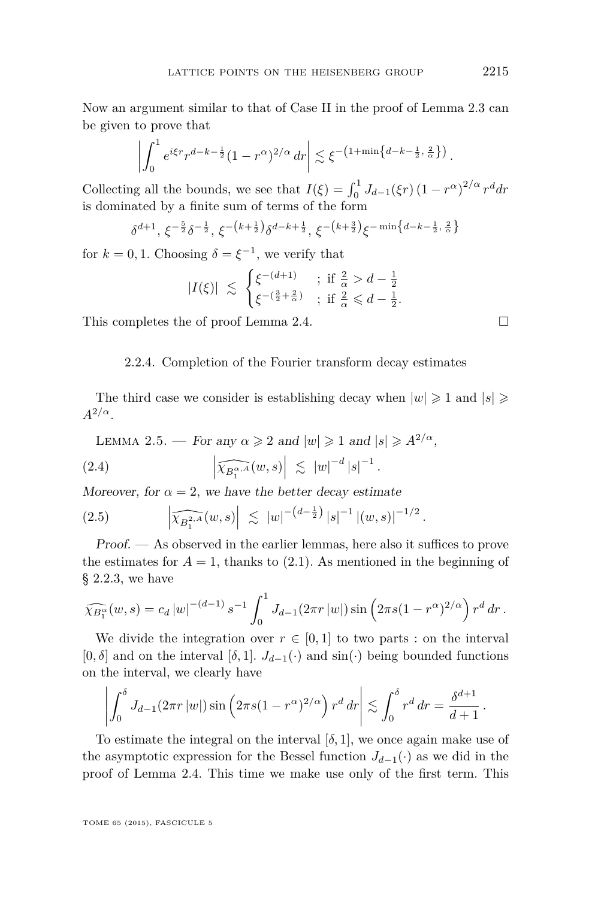Now an argument similar to that of Case II in the proof of Lemma 2.3 can be given to prove that

$$\left|\int_0^1 e^{i\xi r} r^{d-k-\frac{1}{2}}(1-r^\alpha)^{2/\alpha}\,dr\right| \lesssim \xi^{-\left(1+\min\left\{d-k-\frac{1}{2},\,\frac{2}{\alpha}\right\}\right)}.$$

Collecting all the bounds, we see that $I(\xi) = \int_0^1 J_{d-1}(\xi r)\,(1-r^\alpha)^{2/\alpha}\, r^d dr$ is dominated by a finite sum of terms of the form

$$\delta^{d+1},\ \xi^{-\frac{5}{2}}\delta^{-\frac{1}{2}},\ \xi^{-\left(k+\frac{1}{2}\right)}\delta^{d-k+\frac{1}{2}},\ \xi^{-\left(k+\frac{3}{2}\right)}\xi^{-\min\left\{d-k-\frac{1}{2},\,\frac{2}{\alpha}\right\}}$$

for $k = 0, 1$. Choosing $\delta = \xi^{-1}$, we verify that

$$|I(\xi)| \ \lesssim\ \begin{cases} \xi^{-(d+1)} & ;\ \text{if } \frac{2}{\alpha} > d - \frac{1}{2} \\ \xi^{-(\frac{3}{2}+\frac{2}{\alpha})} & ;\ \text{if } \frac{2}{\alpha} \leqslant d - \frac{1}{2}. \end{cases}$$

This completes the of proof Lemma 2.4. □

### 2.2.4. Completion of the Fourier transform decay estimates

The third case we consider is establishing decay when $|w| \geqslant 1$ and $|s| \geqslant A^{2/\alpha}$.

Lemma 2.5. — *For any $\alpha \geqslant 2$ and $|w| \geqslant 1$ and $|s| \geqslant A^{2/\alpha}$,*

$$\left|\widehat{\chi_{B_1^{\alpha,A}}}(w,s)\right| \ \lesssim\ |w|^{-d}\,|s|^{-1}\,. \tag{2.4}$$

*Moreover, for $\alpha = 2$, we have the better decay estimate*

$$\left|\widehat{\chi_{B_1^{2,A}}}(w,s)\right| \ \lesssim\ |w|^{-\left(d-\frac{1}{2}\right)}\,|s|^{-1}\,|(w,s)|^{-1/2}\,. \tag{2.5}$$

*Proof.* — As observed in the earlier lemmas, here also it suffices to prove the estimates for $A = 1$, thanks to (2.1). As mentioned in the beginning of § 2.2.3, we have

$$\widehat{\chi_{B_1^\alpha}}(w,s) = c_d\,|w|^{-(d-1)}\,s^{-1}\int_0^1 J_{d-1}(2\pi r\,|w|)\sin\left(2\pi s(1-r^\alpha)^{2/\alpha}\right) r^d\,dr\,.$$

We divide the integration over $r \in [0,1]$ to two parts : on the interval $[0,\delta]$ and on the interval $[\delta,1]$. $J_{d-1}(\cdot)$ and $\sin(\cdot)$ being bounded functions on the interval, we clearly have

$$\left|\int_0^\delta J_{d-1}(2\pi r\,|w|)\sin\left(2\pi s(1-r^\alpha)^{2/\alpha}\right) r^d\,dr\right| \lesssim \int_0^\delta r^d\,dr = \frac{\delta^{d+1}}{d+1}\,.$$

To estimate the integral on the interval $[\delta,1]$, we once again make use of the asymptotic expression for the Bessel function $J_{d-1}(\cdot)$ as we did in the proof of Lemma 2.4. This time we make use only of the first term. This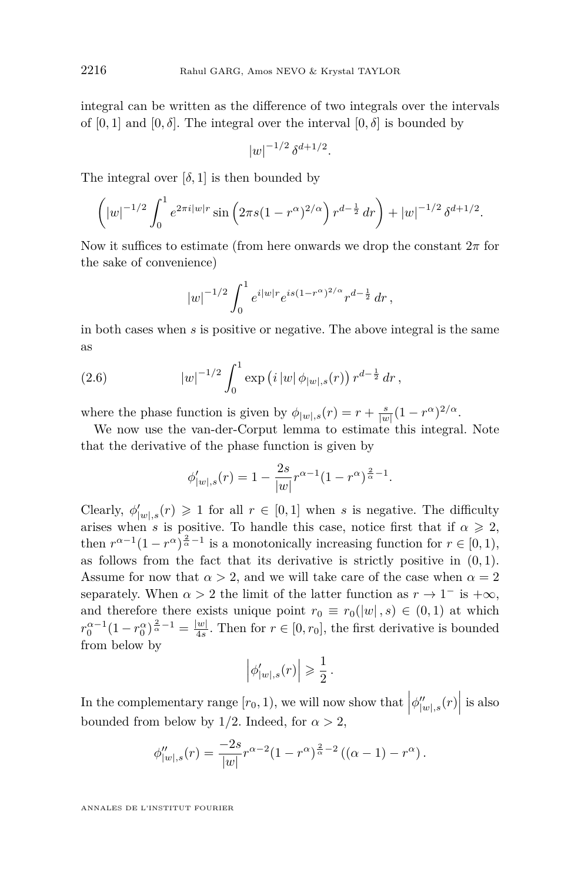integral can be written as the difference of two integrals over the intervals of $[0,1]$ and $[0,\delta]$. The integral over the interval $[0,\delta]$ is bounded by

$$|w|^{-1/2}\,\delta^{d+1/2}.$$

The integral over $[\delta,1]$ is then bounded by

$$\left(|w|^{-1/2}\int_0^1 e^{2\pi i|w|r}\sin\left(2\pi s(1-r^\alpha)^{2/\alpha}\right)r^{d-\frac{1}{2}}\,dr\right)+|w|^{-1/2}\,\delta^{d+1/2}.$$

Now it suffices to estimate (from here onwards we drop the constant $2\pi$ for the sake of convenience)

$$|w|^{-1/2}\int_0^1 e^{i|w|r}e^{is(1-r^\alpha)^{2/\alpha}}r^{d-\frac{1}{2}}\,dr\,,$$

in both cases when $s$ is positive or negative. The above integral is the same as

$$|w|^{-1/2}\int_0^1 \exp\left(i\,|w|\,\phi_{|w|,s}(r)\right)r^{d-\frac{1}{2}}\,dr\,, \tag{2.6}$$

where the phase function is given by $\phi_{|w|,s}(r)=r+\frac{s}{|w|}(1-r^\alpha)^{2/\alpha}$.

We now use the van-der-Corput lemma to estimate this integral. Note that the derivative of the phase function is given by

$$\phi'_{|w|,s}(r)=1-\frac{2s}{|w|}r^{\alpha-1}(1-r^\alpha)^{\frac{2}{\alpha}-1}.$$

Clearly, $\phi'_{|w|,s}(r)\geqslant 1$ for all $r\in[0,1]$ when $s$ is negative. The difficulty arises when $s$ is positive. To handle this case, notice first that if $\alpha\geqslant 2$, then $r^{\alpha-1}(1-r^\alpha)^{\frac{2}{\alpha}-1}$ is a monotonically increasing function for $r\in[0,1)$, as follows from the fact that its derivative is strictly positive in $(0,1)$. Assume for now that $\alpha>2$, and we will take care of the case when $\alpha=2$ separately. When $\alpha>2$ the limit of the latter function as $r\to 1^-$ is $+\infty$, and therefore there exists unique point $r_0\equiv r_0(|w|,s)\in(0,1)$ at which $r_0^{\alpha-1}(1-r_0^\alpha)^{\frac{2}{\alpha}-1}=\frac{|w|}{4s}$. Then for $r\in[0,r_0]$, the first derivative is bounded from below by

$$\left|\phi'_{|w|,s}(r)\right|\geqslant\frac{1}{2}\,.$$

In the complementary range $[r_0,1)$, we will now show that $\left|\phi''_{|w|,s}(r)\right|$ is also bounded from below by $1/2$. Indeed, for $\alpha>2$,

$$\phi''_{|w|,s}(r)=\frac{-2s}{|w|}r^{\alpha-2}(1-r^\alpha)^{\frac{2}{\alpha}-2}\left((\alpha-1)-r^\alpha\right).$$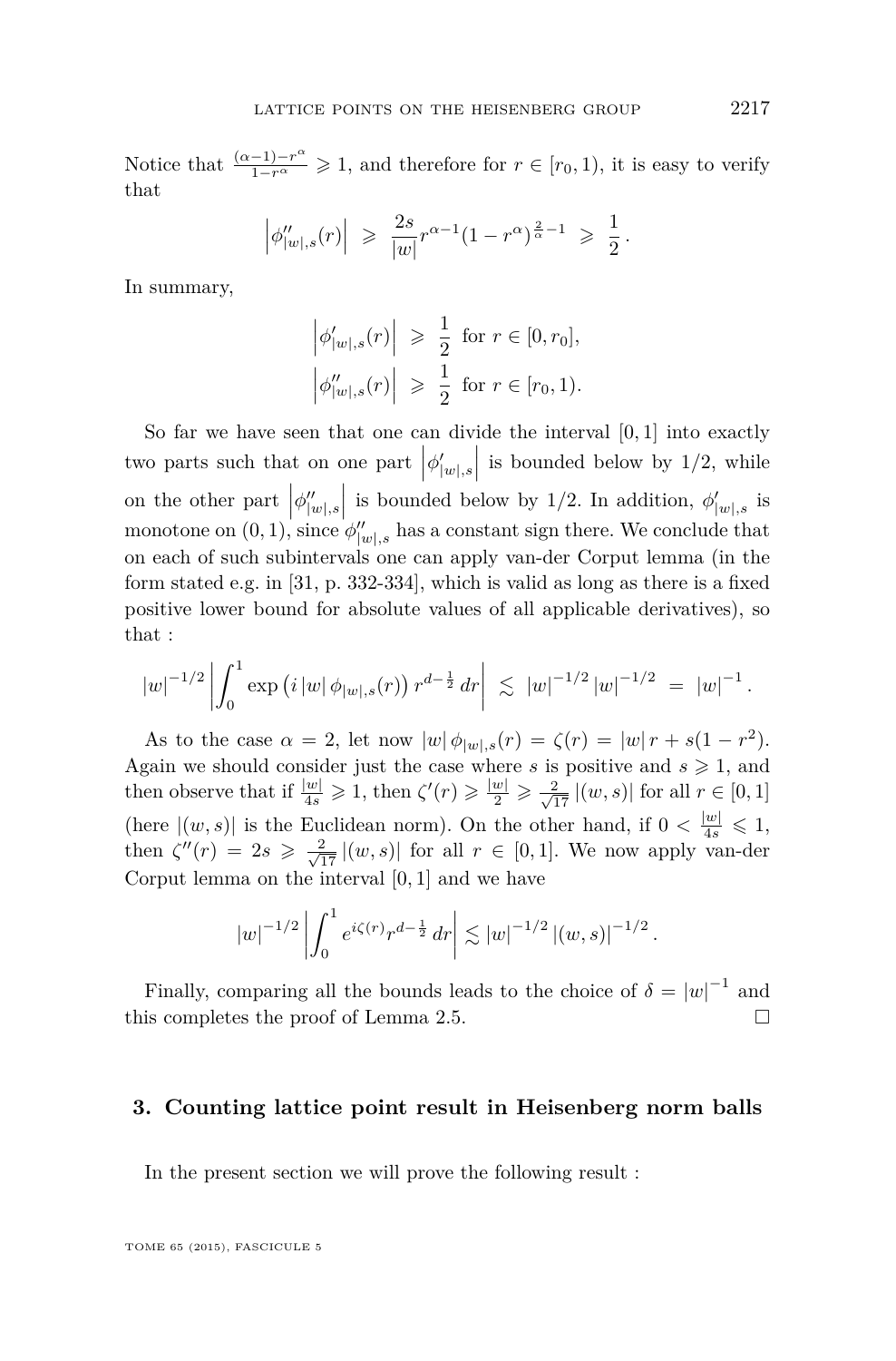Notice that $\frac{(\alpha-1)-r^{\alpha}}{1-r^{\alpha}} \geqslant 1$, and therefore for $r \in [r_0, 1)$, it is easy to verify that

$$\left|\phi''_{|w|,s}(r)\right| \;\geqslant\; \frac{2s}{|w|} r^{\alpha-1}(1-r^{\alpha})^{\frac{2}{\alpha}-1} \;\geqslant\; \frac{1}{2}\,.$$

In summary,

$$\left|\phi'_{|w|,s}(r)\right| \;\geqslant\; \frac{1}{2} \text{ for } r \in [0, r_0],$$

$$\left|\phi''_{|w|,s}(r)\right| \;\geqslant\; \frac{1}{2} \text{ for } r \in [r_0, 1).$$

So far we have seen that one can divide the interval $[0,1]$ into exactly two parts such that on one part $\left|\phi'_{|w|,s}\right|$ is bounded below by $1/2$, while on the other part $\left|\phi''_{|w|,s}\right|$ is bounded below by $1/2$. In addition, $\phi'_{|w|,s}$ is monotone on $(0,1)$, since $\phi''_{|w|,s}$ has a constant sign there. We conclude that on each of such subintervals one can apply van-der Corput lemma (in the form stated e.g. in [31, p. 332-334], which is valid as long as there is a fixed positive lower bound for absolute values of all applicable derivatives), so that :

$$|w|^{-1/2} \left| \int_0^1 \exp\left(i\,|w|\,\phi_{|w|,s}(r)\right) r^{d-\frac{1}{2}}\,dr \right| \;\lesssim\; |w|^{-1/2}\,|w|^{-1/2} \;=\; |w|^{-1}\,.$$

As to the case $\alpha = 2$, let now $|w|\,\phi_{|w|,s}(r) = \zeta(r) = |w|\,r + s(1-r^2)$. Again we should consider just the case where $s$ is positive and $s \geqslant 1$, and then observe that if $\frac{|w|}{4s} \geqslant 1$, then $\zeta'(r) \geqslant \frac{|w|}{2} \geqslant \frac{2}{\sqrt{17}}\,|(w,s)|$ for all $r \in [0,1]$ (here $|(w,s)|$ is the Euclidean norm). On the other hand, if $0 < \frac{|w|}{4s} \leqslant 1$, then $\zeta''(r) = 2s \geqslant \frac{2}{\sqrt{17}}\,|(w,s)|$ for all $r \in [0,1]$. We now apply van-der Corput lemma on the interval $[0,1]$ and we have

$$|w|^{-1/2} \left| \int_0^1 e^{i\zeta(r)} r^{d-\frac{1}{2}}\,dr \right| \lesssim |w|^{-1/2}\,|(w,s)|^{-1/2}\,.$$

Finally, comparing all the bounds leads to the choice of $\delta = |w|^{-1}$ and this completes the proof of Lemma 2.5. $\square$

## 3. Counting lattice point result in Heisenberg norm balls

In the present section we will prove the following result :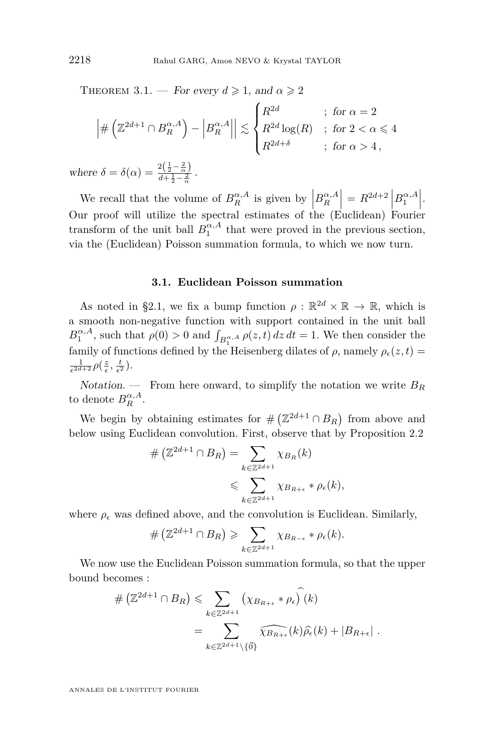Theorem 3.1. — *For every $d \geqslant 1$, and $\alpha \geqslant 2$*

$$\left|\#\left(\mathbb{Z}^{2d+1} \cap B_R^{\alpha,A}\right) - \left|B_R^{\alpha,A}\right|\right| \lesssim \begin{cases} R^{2d} & ; \text{ for } \alpha = 2 \\ R^{2d}\log(R) & ; \text{ for } 2 < \alpha \leqslant 4 \\ R^{2d+\delta} & ; \text{ for } \alpha > 4\,, \end{cases}$$

*where* $\delta = \delta(\alpha) = \frac{2\left(\frac{1}{2} - \frac{2}{\alpha}\right)}{d + \frac{1}{2} - \frac{2}{\alpha}}$.

We recall that the volume of $B_R^{\alpha,A}$ is given by $\left|B_R^{\alpha,A}\right| = R^{2d+2}\left|B_1^{\alpha,A}\right|$. Our proof will utilize the spectral estimates of the (Euclidean) Fourier transform of the unit ball $B_1^{\alpha,A}$ that were proved in the previous section, via the (Euclidean) Poisson summation formula, to which we now turn.

### 3.1. Euclidean Poisson summation

As noted in §2.1, we fix a bump function $\rho : \mathbb{R}^{2d} \times \mathbb{R} \to \mathbb{R}$, which is a smooth non-negative function with support contained in the unit ball $B_1^{\alpha,A}$, such that $\rho(0) > 0$ and $\int_{B_1^{\alpha,A}} \rho(z,t)\,dz\,dt = 1$. We then consider the family of functions defined by the Heisenberg dilates of $\rho$, namely $\rho_\epsilon(z,t) = \frac{1}{\epsilon^{2d+2}}\rho(\frac{z}{\epsilon}, \frac{t}{\epsilon^2})$.

*Notation.* — From here onward, to simplify the notation we write $B_R$ to denote $B_R^{\alpha,A}$.

We begin by obtaining estimates for $\#\left(\mathbb{Z}^{2d+1} \cap B_R\right)$ from above and below using Euclidean convolution. First, observe that by Proposition 2.2

$$\begin{aligned} \#\left(\mathbb{Z}^{2d+1} \cap B_R\right) &= \sum_{k \in \mathbb{Z}^{2d+1}} \chi_{B_R}(k) \\ &\leqslant \sum_{k \in \mathbb{Z}^{2d+1}} \chi_{B_{R+\epsilon}} * \rho_\epsilon(k), \end{aligned}$$

where $\rho_\epsilon$ was defined above, and the convolution is Euclidean. Similarly,

$$\#\left(\mathbb{Z}^{2d+1} \cap B_R\right) \geqslant \sum_{k \in \mathbb{Z}^{2d+1}} \chi_{B_{R-\epsilon}} * \rho_\epsilon(k).$$

We now use the Euclidean Poisson summation formula, so that the upper bound becomes :

$$\begin{aligned} \#\left(\mathbb{Z}^{2d+1} \cap B_R\right) &\leqslant \sum_{k \in \mathbb{Z}^{2d+1}} \widehat{\left(\chi_{B_{R+\epsilon}} * \rho_\epsilon\right)}(k) \\ &= \sum_{k \in \mathbb{Z}^{2d+1} \setminus \{\vec{0}\}} \widehat{\chi_{B_{R+\epsilon}}}(k)\widehat{\rho}_\epsilon(k) + \left|B_{R+\epsilon}\right|\,. \end{aligned}$$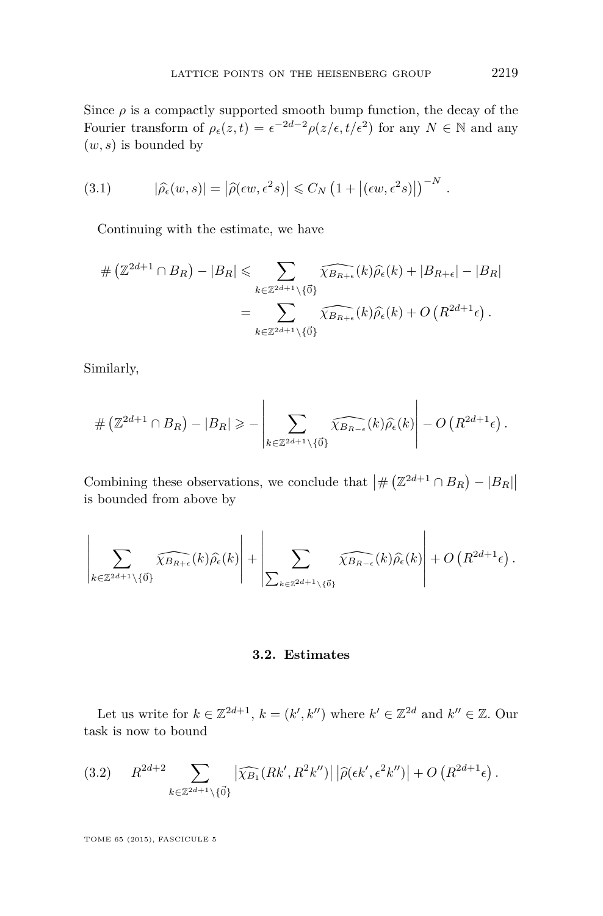Since $\rho$ is a compactly supported smooth bump function, the decay of the Fourier transform of $\rho_\epsilon(z,t) = \epsilon^{-2d-2}\rho(z/\epsilon, t/\epsilon^2)$ for any $N \in \mathbb{N}$ and any $(w,s)$ is bounded by

$$|\widehat{\rho_\epsilon}(w,s)| = \left|\widehat{\rho}(\epsilon w, \epsilon^2 s)\right| \leqslant C_N \left(1 + \left|(\epsilon w, \epsilon^2 s)\right|\right)^{-N} . \tag{3.1}$$

Continuing with the estimate, we have

$$\begin{aligned}
\#\left(\mathbb{Z}^{2d+1} \cap B_R\right) - |B_R| &\leqslant \sum_{k \in \mathbb{Z}^{2d+1} \setminus \{\vec{0}\}} \widehat{\chi_{B_{R+\epsilon}}}(k) \widehat{\rho}_\epsilon(k) + |B_{R+\epsilon}| - |B_R| \\
&= \sum_{k \in \mathbb{Z}^{2d+1} \setminus \{\vec{0}\}} \widehat{\chi_{B_{R+\epsilon}}}(k) \widehat{\rho}_\epsilon(k) + O\left(R^{2d+1}\epsilon\right).
\end{aligned}$$

Similarly,

$$\#\left(\mathbb{Z}^{2d+1} \cap B_R\right) - |B_R| \geqslant -\left|\sum_{k \in \mathbb{Z}^{2d+1} \setminus \{\vec{0}\}} \widehat{\chi_{B_{R-\epsilon}}}(k) \widehat{\rho}_\epsilon(k)\right| - O\left(R^{2d+1}\epsilon\right).$$

Combining these observations, we conclude that $\left|\#\left(\mathbb{Z}^{2d+1} \cap B_R\right) - |B_R|\right|$ is bounded from above by

$$\left|\sum_{k \in \mathbb{Z}^{2d+1} \setminus \{\vec{0}\}} \widehat{\chi_{B_{R+\epsilon}}}(k) \widehat{\rho}_\epsilon(k)\right| + \left|\sum_{\sum_{k \in \mathbb{Z}^{2d+1} \setminus \{\vec{0}\}}} \widehat{\chi_{B_{R-\epsilon}}}(k) \widehat{\rho}_\epsilon(k)\right| + O\left(R^{2d+1}\epsilon\right).$$

### 3.2. Estimates

Let us write for $k \in \mathbb{Z}^{2d+1}$, $k = (k', k'')$ where $k' \in \mathbb{Z}^{2d}$ and $k'' \in \mathbb{Z}$. Our task is now to bound

$$R^{2d+2} \sum_{k \in \mathbb{Z}^{2d+1} \setminus \{\vec{0}\}} \left|\widehat{\chi_{B_1}}(Rk', R^2 k'')\right| \left|\widehat{\rho}(\epsilon k', \epsilon^2 k'')\right| + O\left(R^{2d+1}\epsilon\right). \tag{3.2}$$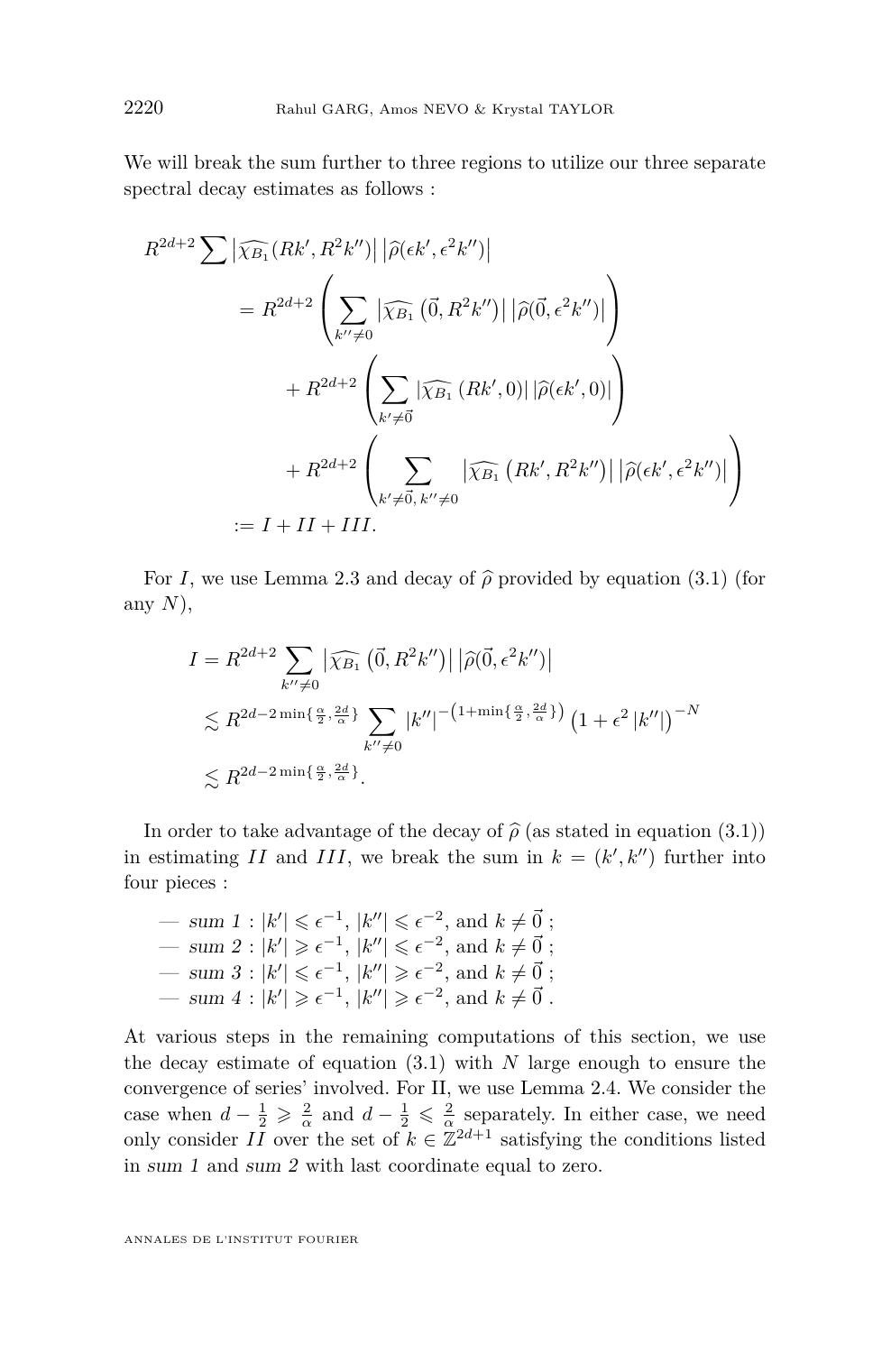We will break the sum further to three regions to utilize our three separate spectral decay estimates as follows :

$$
\begin{aligned}
R^{2d+2} \sum \left|\widehat{\chi_{B_1}}(Rk', R^2k'')\right| \left|\widehat{\rho}(\epsilon k', \epsilon^2 k'')\right|
&= R^{2d+2} \left( \sum_{k'' \neq 0} \left|\widehat{\chi_{B_1}}\left(\vec{0}, R^2k''\right)\right| \left|\widehat{\rho}(\vec{0}, \epsilon^2 k'')\right| \right) \\
&\quad + R^{2d+2} \left( \sum_{k' \neq \vec{0}} \left|\widehat{\chi_{B_1}}\left(Rk', 0\right)\right| \left|\widehat{\rho}(\epsilon k', 0)\right| \right) \\
&\quad + R^{2d+2} \left( \sum_{k' \neq \vec{0},\, k'' \neq 0} \left|\widehat{\chi_{B_1}}\left(Rk', R^2k''\right)\right| \left|\widehat{\rho}(\epsilon k', \epsilon^2 k'')\right| \right) \\
&:= I + II + III.
\end{aligned}
$$

For $I$, we use Lemma 2.3 and decay of $\widehat{\rho}$ provided by equation (3.1) (for any $N$),

$$
\begin{aligned}
I &= R^{2d+2} \sum_{k'' \neq 0} \left|\widehat{\chi_{B_1}}\left(\vec{0}, R^2k''\right)\right| \left|\widehat{\rho}(\vec{0}, \epsilon^2 k'')\right| \\
&\lesssim R^{2d - 2\min\{\frac{\alpha}{2}, \frac{2d}{\alpha}\}} \sum_{k'' \neq 0} |k''|^{-\left(1 + \min\{\frac{\alpha}{2}, \frac{2d}{\alpha}\}\right)} \left(1 + \epsilon^2 |k''|\right)^{-N} \\
&\lesssim R^{2d - 2\min\{\frac{\alpha}{2}, \frac{2d}{\alpha}\}}.
\end{aligned}
$$

In order to take advantage of the decay of $\widehat{\rho}$ (as stated in equation (3.1)) in estimating $II$ and $III$, we break the sum in $k = (k', k'')$ further into four pieces :

- *sum 1* : $|k'| \leqslant \epsilon^{-1}$, $|k''| \leqslant \epsilon^{-2}$, and $k \neq \vec{0}$ ;
- *sum 2* : $|k'| \geqslant \epsilon^{-1}$, $|k''| \leqslant \epsilon^{-2}$, and $k \neq \vec{0}$ ;
- *sum 3* : $|k'| \leqslant \epsilon^{-1}$, $|k''| \geqslant \epsilon^{-2}$, and $k \neq \vec{0}$ ;
- *sum 4* : $|k'| \geqslant \epsilon^{-1}$, $|k''| \geqslant \epsilon^{-2}$, and $k \neq \vec{0}$ .

At various steps in the remaining computations of this section, we use the decay estimate of equation (3.1) with $N$ large enough to ensure the convergence of series' involved. For II, we use Lemma 2.4. We consider the case when $d - \frac{1}{2} \geqslant \frac{2}{\alpha}$ and $d - \frac{1}{2} \leqslant \frac{2}{\alpha}$ separately. In either case, we need only consider $II$ over the set of $k \in \mathbb{Z}^{2d+1}$ satisfying the conditions listed in *sum 1* and *sum 2* with last coordinate equal to zero.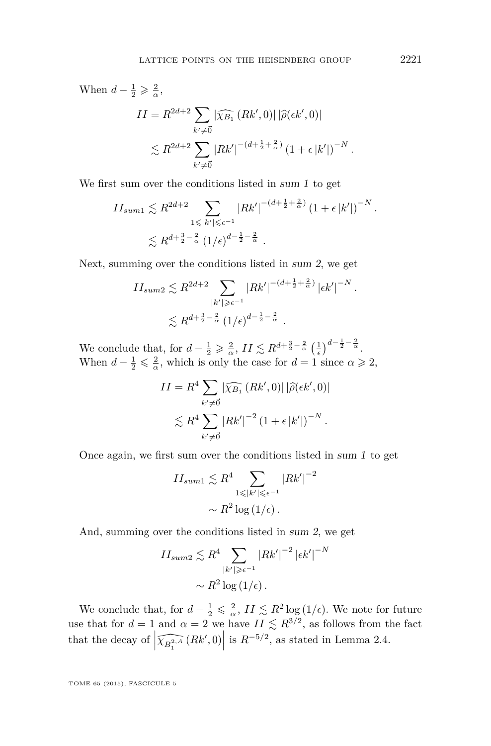When $d - \frac{1}{2} \geqslant \frac{2}{\alpha}$,

$$II = R^{2d+2} \sum_{k' \neq \vec{0}} |\widehat{\chi_{B_1}}(Rk', 0)| \, |\widehat{\rho}(\epsilon k', 0)|$$

$$\lesssim R^{2d+2} \sum_{k' \neq \vec{0}} |Rk'|^{-(d+\frac{1}{2}+\frac{2}{\alpha})} \left(1 + \epsilon |k'|\right)^{-N}.$$

We first sum over the conditions listed in *sum 1* to get

$$II_{sum1} \lesssim R^{2d+2} \sum_{1 \leqslant |k'| \leqslant \epsilon^{-1}} |Rk'|^{-(d+\frac{1}{2}+\frac{2}{\alpha})} \left(1 + \epsilon |k'|\right)^{-N}.$$

$$\lesssim R^{d+\frac{3}{2}-\frac{2}{\alpha}} \left(1/\epsilon\right)^{d-\frac{1}{2}-\frac{2}{\alpha}}.$$

Next, summing over the conditions listed in *sum 2*, we get

$$II_{sum2} \lesssim R^{2d+2} \sum_{|k'| \geqslant \epsilon^{-1}} |Rk'|^{-(d+\frac{1}{2}+\frac{2}{\alpha})} |\epsilon k'|^{-N}.$$

$$\lesssim R^{d+\frac{3}{2}-\frac{2}{\alpha}} \left(1/\epsilon\right)^{d-\frac{1}{2}-\frac{2}{\alpha}}.$$

We conclude that, for $d - \frac{1}{2} \geqslant \frac{2}{\alpha}$, $II \lesssim R^{d+\frac{3}{2}-\frac{2}{\alpha}} \left(\frac{1}{\epsilon}\right)^{d-\frac{1}{2}-\frac{2}{\alpha}}$.
When $d - \frac{1}{2} \leqslant \frac{2}{\alpha}$, which is only the case for $d = 1$ since $\alpha \geqslant 2$,

$$II = R^4 \sum_{k' \neq \vec{0}} |\widehat{\chi_{B_1}}(Rk', 0)| \, |\widehat{\rho}(\epsilon k', 0)|$$

$$\lesssim R^4 \sum_{k' \neq \vec{0}} |Rk'|^{-2} \left(1 + \epsilon |k'|\right)^{-N}.$$

Once again, we first sum over the conditions listed in *sum 1* to get

$$II_{sum1} \lesssim R^4 \sum_{1 \leqslant |k'| \leqslant \epsilon^{-1}} |Rk'|^{-2}$$

$$\sim R^2 \log\left(1/\epsilon\right).$$

And, summing over the conditions listed in *sum 2*, we get

$$II_{sum2} \lesssim R^4 \sum_{|k'| \geqslant \epsilon^{-1}} |Rk'|^{-2} |\epsilon k'|^{-N}$$

$$\sim R^2 \log\left(1/\epsilon\right).$$

We conclude that, for $d - \frac{1}{2} \leqslant \frac{2}{\alpha}$, $II \lesssim R^2 \log(1/\epsilon)$. We note for future use that for $d = 1$ and $\alpha = 2$ we have $II \lesssim R^{3/2}$, as follows from the fact that the decay of $\left|\widehat{\chi_{B_1^{2,A}}}(Rk', 0)\right|$ is $R^{-5/2}$, as stated in Lemma 2.4.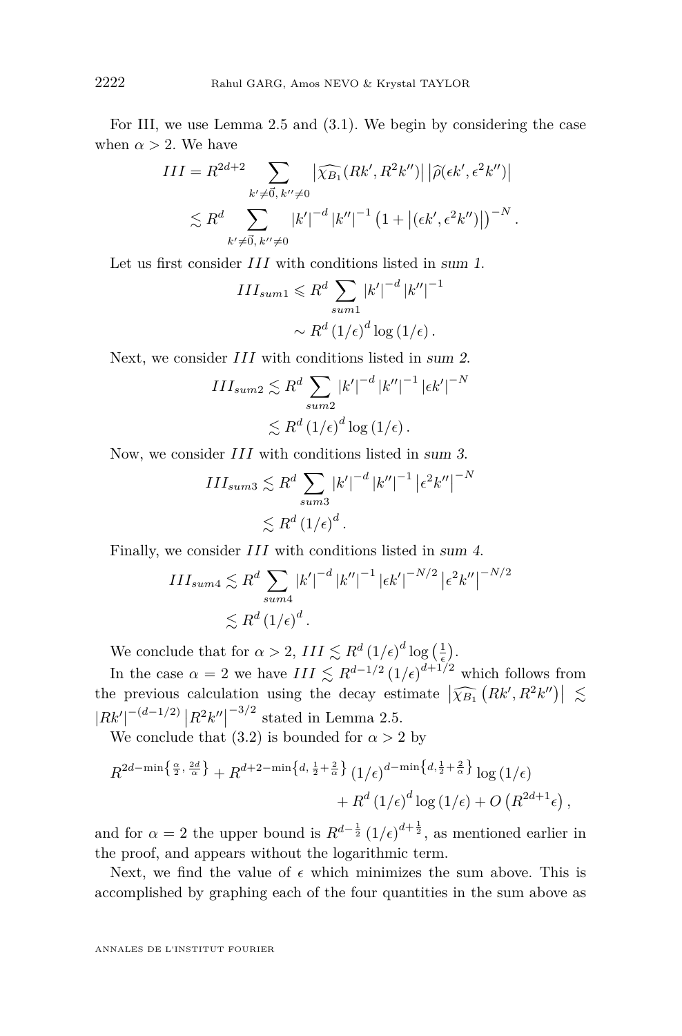For III, we use Lemma 2.5 and (3.1). We begin by considering the case when $\alpha > 2$. We have

$$
\begin{aligned}
III &= R^{2d+2} \sum_{k' \neq \vec{0},\, k'' \neq 0} \left|\widehat{\chi_{B_1}}(Rk', R^2 k'')\right| \left|\widehat{\rho}(\epsilon k', \epsilon^2 k'')\right| \\
&\lesssim R^d \sum_{k' \neq \vec{0},\, k'' \neq 0} |k'|^{-d} |k''|^{-1} \left(1 + \left|(\epsilon k', \epsilon^2 k'')\right|\right)^{-N}.
\end{aligned}
$$

Let us first consider $III$ with conditions listed in *sum 1*.

$$
\begin{aligned}
III_{sum1} &\leqslant R^d \sum_{sum1} |k'|^{-d} |k''|^{-1} \\
&\sim R^d (1/\epsilon)^d \log(1/\epsilon).
\end{aligned}
$$

Next, we consider $III$ with conditions listed in *sum 2*.

$$
\begin{aligned}
III_{sum2} &\lesssim R^d \sum_{sum2} |k'|^{-d} |k''|^{-1} |\epsilon k'|^{-N} \\
&\lesssim R^d (1/\epsilon)^d \log(1/\epsilon).
\end{aligned}
$$

Now, we consider $III$ with conditions listed in *sum 3*.

$$
\begin{aligned}
III_{sum3} &\lesssim R^d \sum_{sum3} |k'|^{-d} |k''|^{-1} \left|\epsilon^2 k''\right|^{-N} \\
&\lesssim R^d (1/\epsilon)^d.
\end{aligned}
$$

Finally, we consider $III$ with conditions listed in *sum 4*.

$$
\begin{aligned}
III_{sum4} &\lesssim R^d \sum_{sum4} |k'|^{-d} |k''|^{-1} |\epsilon k'|^{-N/2} \left|\epsilon^2 k''\right|^{-N/2} \\
&\lesssim R^d (1/\epsilon)^d.
\end{aligned}
$$

We conclude that for $\alpha > 2$, $III \lesssim R^d (1/\epsilon)^d \log\left(\frac{1}{\epsilon}\right)$.

In the case $\alpha = 2$ we have $III \lesssim R^{d-1/2} (1/\epsilon)^{d+1/2}$ which follows from the previous calculation using the decay estimate $\left|\widehat{\chi_{B_1}}\left(Rk', R^2 k''\right)\right| \lesssim |Rk'|^{-(d-1/2)} \left|R^2 k''\right|^{-3/2}$ stated in Lemma 2.5.

We conclude that (3.2) is bounded for $\alpha > 2$ by

$$
\begin{aligned}
R^{2d - \min\left\{\frac{\alpha}{2}, \frac{2d}{\alpha}\right\}} + R^{d+2-\min\left\{d, \frac{1}{2}+\frac{2}{\alpha}\right\}} (1/\epsilon)^{d - \min\left\{d, \frac{1}{2}+\frac{2}{\alpha}\right\}} \log(1/\epsilon) \\
+ R^d (1/\epsilon)^d \log(1/\epsilon) + O\left(R^{2d+1}\epsilon\right),
\end{aligned}
$$

and for $\alpha = 2$ the upper bound is $R^{d-\frac{1}{2}} (1/\epsilon)^{d+\frac{1}{2}}$, as mentioned earlier in the proof, and appears without the logarithmic term.

Next, we find the value of $\epsilon$ which minimizes the sum above. This is accomplished by graphing each of the four quantities in the sum above as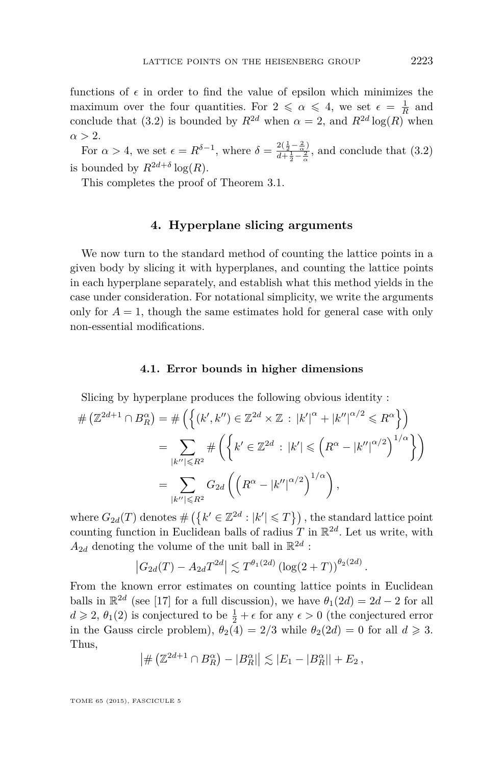functions of $\epsilon$ in order to find the value of epsilon which minimizes the maximum over the four quantities. For $2 \leqslant \alpha \leqslant 4$, we set $\epsilon = \frac{1}{R}$ and conclude that (3.2) is bounded by $R^{2d}$ when $\alpha = 2$, and $R^{2d}\log(R)$ when $\alpha > 2$.

For $\alpha > 4$, we set $\epsilon = R^{\delta - 1}$, where $\delta = \frac{2(\frac{1}{2} - \frac{2}{\alpha})}{d + \frac{1}{2} - \frac{2}{\alpha}}$, and conclude that (3.2) is bounded by $R^{2d+\delta}\log(R)$.

This completes the proof of Theorem 3.1.

## 4. Hyperplane slicing arguments

We now turn to the standard method of counting the lattice points in a given body by slicing it with hyperplanes, and counting the lattice points in each hyperplane separately, and establish what this method yields in the case under consideration. For notational simplicity, we write the arguments only for $A = 1$, though the same estimates hold for general case with only non-essential modifications.

### 4.1. Error bounds in higher dimensions

Slicing by hyperplane produces the following obvious identity :

$$
\begin{aligned}
\#\left(\mathbb{Z}^{2d+1} \cap B_R^\alpha\right) &= \#\left(\left\{(k', k'') \in \mathbb{Z}^{2d} \times \mathbb{Z} \,:\, |k'|^\alpha + |k''|^{\alpha/2} \leqslant R^\alpha\right\}\right) \\
&= \sum_{|k''| \leqslant R^2} \#\left(\left\{k' \in \mathbb{Z}^{2d} \,:\, |k'| \leqslant \left(R^\alpha - |k''|^{\alpha/2}\right)^{1/\alpha}\right\}\right) \\
&= \sum_{|k''| \leqslant R^2} G_{2d}\left(\left(R^\alpha - |k''|^{\alpha/2}\right)^{1/\alpha}\right),
\end{aligned}
$$

where $G_{2d}(T)$ denotes $\#\left(\left\{k' \in \mathbb{Z}^{2d} : |k'| \leqslant T\right\}\right)$, the standard lattice point counting function in Euclidean balls of radius $T$ in $\mathbb{R}^{2d}$. Let us write, with $A_{2d}$ denoting the volume of the unit ball in $\mathbb{R}^{2d}$ :

$$
\left|G_{2d}(T) - A_{2d}T^{2d}\right| \lesssim T^{\theta_1(2d)}\left(\log(2+T)\right)^{\theta_2(2d)}.
$$

From the known error estimates on counting lattice points in Euclidean balls in $\mathbb{R}^{2d}$ (see [17] for a full discussion), we have $\theta_1(2d) = 2d - 2$ for all $d \geqslant 2$, $\theta_1(2)$ is conjectured to be $\frac{1}{2} + \epsilon$ for any $\epsilon > 0$ (the conjectured error in the Gauss circle problem), $\theta_2(4) = 2/3$ while $\theta_2(2d) = 0$ for all $d \geqslant 3$. Thus,

$$
\left|\#\left(\mathbb{Z}^{2d+1} \cap B_R^\alpha\right) - |B_R^\alpha|\right| \lesssim |E_1 - |B_R^\alpha|| + E_2\,,
$$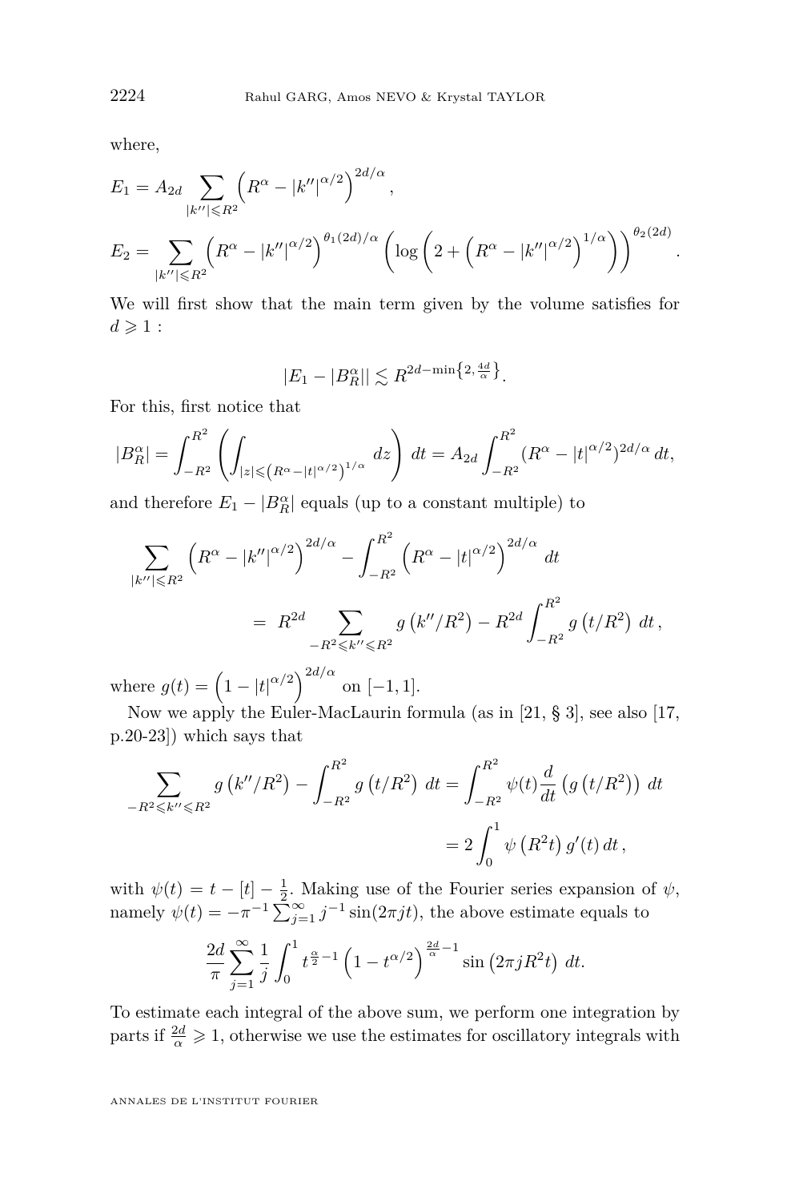where,

$$E_1 = A_{2d} \sum_{|k''| \leqslant R^2} \left( R^\alpha - |k''|^{\alpha/2} \right)^{2d/\alpha},$$

$$E_2 = \sum_{|k''| \leqslant R^2} \left( R^\alpha - |k''|^{\alpha/2} \right)^{\theta_1(2d)/\alpha} \left( \log \left( 2 + \left( R^\alpha - |k''|^{\alpha/2} \right)^{1/\alpha} \right) \right)^{\theta_2(2d)}.$$

We will first show that the main term given by the volume satisfies for $d \geqslant 1$ :

$$|E_1 - |B_R^\alpha|| \lesssim R^{2d - \min\left\{2, \frac{4d}{\alpha}\right\}}.$$

For this, first notice that

$$|B_R^\alpha| = \int_{-R^2}^{R^2} \left( \int_{|z| \leqslant \left( R^\alpha - |t|^{\alpha/2} \right)^{1/\alpha}} dz \right) dt = A_{2d} \int_{-R^2}^{R^2} (R^\alpha - |t|^{\alpha/2})^{2d/\alpha} \, dt,$$

and therefore $E_1 - |B_R^\alpha|$ equals (up to a constant multiple) to

$$\sum_{|k''| \leqslant R^2} \left( R^\alpha - |k''|^{\alpha/2} \right)^{2d/\alpha} - \int_{-R^2}^{R^2} \left( R^\alpha - |t|^{\alpha/2} \right)^{2d/\alpha} \, dt$$
$$= R^{2d} \sum_{-R^2 \leqslant k'' \leqslant R^2} g\left( k''/R^2 \right) - R^{2d} \int_{-R^2}^{R^2} g\left( t/R^2 \right) \, dt,$$

where $g(t) = \left( 1 - |t|^{\alpha/2} \right)^{2d/\alpha}$ on $[-1, 1]$.

Now we apply the Euler-MacLaurin formula (as in [21, § 3], see also [17, p.20-23]) which says that

$$\sum_{-R^2 \leqslant k'' \leqslant R^2} g\left( k''/R^2 \right) - \int_{-R^2}^{R^2} g\left( t/R^2 \right) \, dt = \int_{-R^2}^{R^2} \psi(t) \frac{d}{dt} \left( g\left( t/R^2 \right) \right) \, dt$$
$$= 2 \int_0^1 \psi\left( R^2 t \right) g'(t) \, dt,$$

with $\psi(t) = t - [t] - \frac{1}{2}$. Making use of the Fourier series expansion of $\psi$, namely $\psi(t) = -\pi^{-1} \sum_{j=1}^\infty j^{-1} \sin(2\pi j t)$, the above estimate equals to

$$\frac{2d}{\pi} \sum_{j=1}^\infty \frac{1}{j} \int_0^1 t^{\frac{\alpha}{2} - 1} \left( 1 - t^{\alpha/2} \right)^{\frac{2d}{\alpha} - 1} \sin\left( 2\pi j R^2 t \right) \, dt.$$

To estimate each integral of the above sum, we perform one integration by parts if $\frac{2d}{\alpha} \geqslant 1$, otherwise we use the estimates for oscillatory integrals with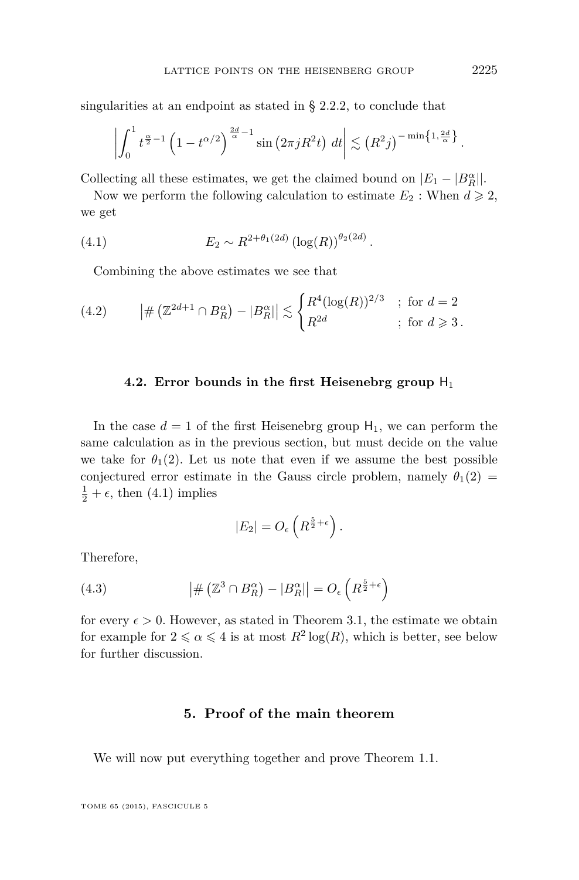singularities at an endpoint as stated in § 2.2.2, to conclude that

$$\left|\int_0^1 t^{\frac{\alpha}{2}-1}\left(1-t^{\alpha/2}\right)^{\frac{2d}{\alpha}-1}\sin\left(2\pi jR^2t\right)\,dt\right| \lesssim \left(R^2j\right)^{-\min\left\{1,\frac{2d}{\alpha}\right\}}.$$

Collecting all these estimates, we get the claimed bound on $|E_1 - |B_R^\alpha||$.

Now we perform the following calculation to estimate $E_2$ : When $d \geqslant 2$, we get

$$E_2 \sim R^{2+\theta_1(2d)}\left(\log(R)\right)^{\theta_2(2d)}. \tag{4.1}$$

Combining the above estimates we see that

$$\left|\#\left(\mathbb{Z}^{2d+1}\cap B_R^\alpha\right) - |B_R^\alpha|\right| \lesssim \begin{cases} R^4(\log(R))^{2/3} & ;\ \text{for } d=2 \\ R^{2d} & ;\ \text{for } d\geqslant 3\,. \end{cases} \tag{4.2}$$

### 4.2. Error bounds in the first Heisenebrg group $\mathsf{H}_1$

In the case $d = 1$ of the first Heisenebrg group $\mathsf{H}_1$, we can perform the same calculation as in the previous section, but must decide on the value we take for $\theta_1(2)$. Let us note that even if we assume the best possible conjectured error estimate in the Gauss circle problem, namely $\theta_1(2) = \frac{1}{2}+\epsilon$, then (4.1) implies

$$|E_2| = O_\epsilon\left(R^{\frac{5}{2}+\epsilon}\right).$$

Therefore,

$$\left|\#\left(\mathbb{Z}^3\cap B_R^\alpha\right) - |B_R^\alpha|\right| = O_\epsilon\left(R^{\frac{5}{2}+\epsilon}\right) \tag{4.3}$$

for every $\epsilon > 0$. However, as stated in Theorem 3.1, the estimate we obtain for example for $2 \leqslant \alpha \leqslant 4$ is at most $R^2\log(R)$, which is better, see below for further discussion.

## 5. Proof of the main theorem

We will now put everything together and prove Theorem 1.1.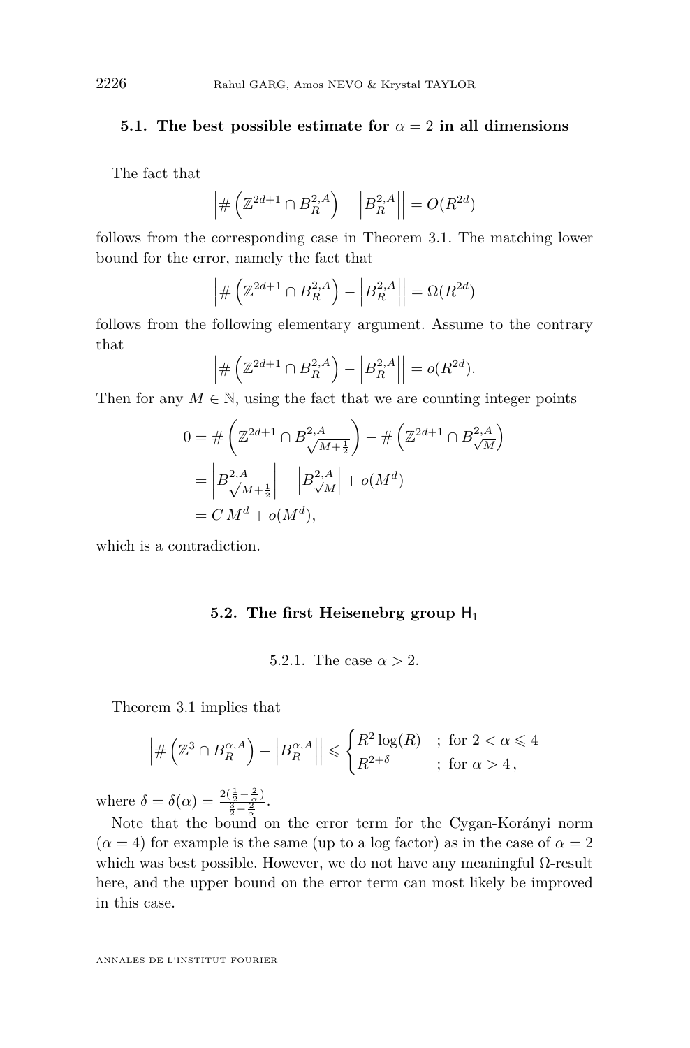### 5.1. The best possible estimate for $\alpha = 2$ in all dimensions

The fact that

$$\left|\#\left(\mathbb{Z}^{2d+1} \cap B_R^{2,A}\right) - \left|B_R^{2,A}\right|\right| = O(R^{2d})$$

follows from the corresponding case in Theorem 3.1. The matching lower bound for the error, namely the fact that

$$\left|\#\left(\mathbb{Z}^{2d+1} \cap B_R^{2,A}\right) - \left|B_R^{2,A}\right|\right| = \Omega(R^{2d})$$

follows from the following elementary argument. Assume to the contrary that

$$\left|\#\left(\mathbb{Z}^{2d+1} \cap B_R^{2,A}\right) - \left|B_R^{2,A}\right|\right| = o(R^{2d}).$$

Then for any $M \in \mathbb{N}$, using the fact that we are counting integer points

$$\begin{aligned}
0 &= \#\left(\mathbb{Z}^{2d+1} \cap B^{2,A}_{\sqrt{M+\frac{1}{2}}}\right) - \#\left(\mathbb{Z}^{2d+1} \cap B^{2,A}_{\sqrt{M}}\right) \\
&= \left|B^{2,A}_{\sqrt{M+\frac{1}{2}}}\right| - \left|B^{2,A}_{\sqrt{M}}\right| + o(M^d) \\
&= C\, M^d + o(M^d),
\end{aligned}$$

which is a contradiction.

### 5.2. The first Heisenebrg group $\mathsf{H}_1$

#### 5.2.1. The case $\alpha > 2$.

Theorem 3.1 implies that

$$\left|\#\left(\mathbb{Z}^{3} \cap B_R^{\alpha,A}\right) - \left|B_R^{\alpha,A}\right|\right| \leqslant \begin{cases} R^2 \log(R) & ; \text{ for } 2 < \alpha \leqslant 4 \\ R^{2+\delta} & ; \text{ for } \alpha > 4\,, \end{cases}$$

where $\delta = \delta(\alpha) = \frac{2(\frac{1}{2} - \frac{2}{\alpha})}{\frac{3}{2} - \frac{2}{\alpha}}$.

Note that the bound on the error term for the Cygan-Korányi norm ($\alpha = 4$) for example is the same (up to a log factor) as in the case of $\alpha = 2$ which was best possible. However, we do not have any meaningful $\Omega$-result here, and the upper bound on the error term can most likely be improved in this case.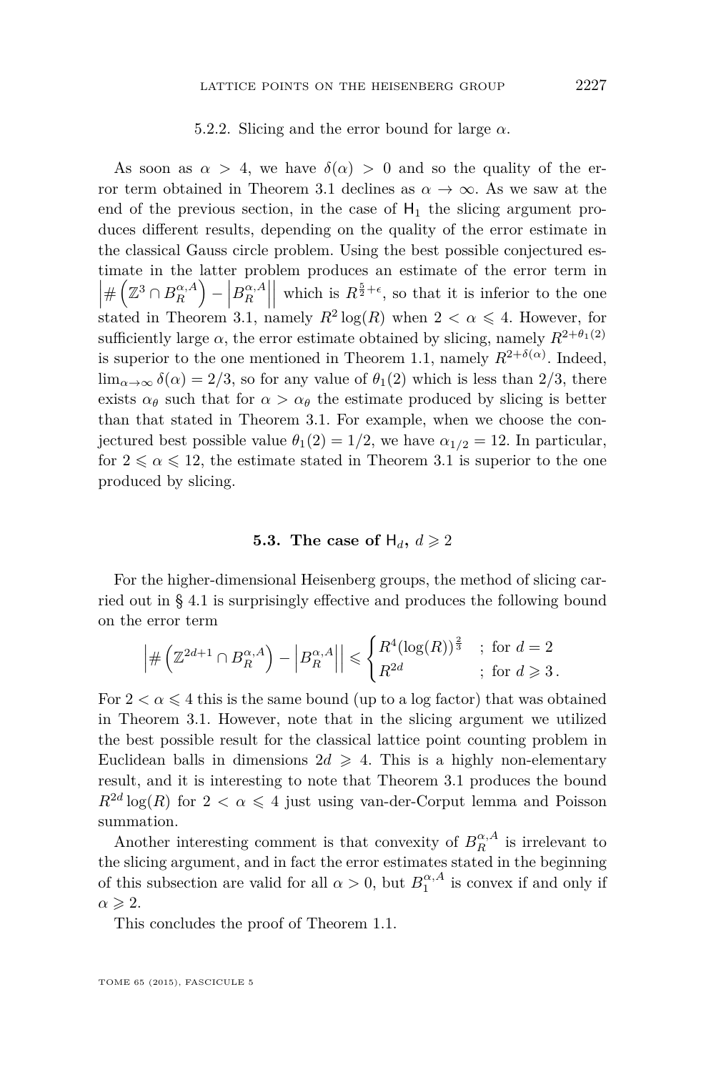#### 5.2.2. Slicing and the error bound for large $\alpha$.

As soon as $\alpha > 4$, we have $\delta(\alpha) > 0$ and so the quality of the error term obtained in Theorem 3.1 declines as $\alpha \to \infty$. As we saw at the end of the previous section, in the case of $\mathsf{H}_1$ the slicing argument produces different results, depending on the quality of the error estimate in the classical Gauss circle problem. Using the best possible conjectured estimate in the latter problem produces an estimate of the error term in $\left|\#\left(\mathbb{Z}^3 \cap B_R^{\alpha,A}\right) - \left|B_R^{\alpha,A}\right|\right|$ which is $R^{\frac{5}{2}+\epsilon}$, so that it is inferior to the one stated in Theorem 3.1, namely $R^2\log(R)$ when $2 < \alpha \leqslant 4$. However, for sufficiently large $\alpha$, the error estimate obtained by slicing, namely $R^{2+\theta_1(2)}$ is superior to the one mentioned in Theorem 1.1, namely $R^{2+\delta(\alpha)}$. Indeed, $\lim_{\alpha\to\infty}\delta(\alpha) = 2/3$, so for any value of $\theta_1(2)$ which is less than $2/3$, there exists $\alpha_\theta$ such that for $\alpha > \alpha_\theta$ the estimate produced by slicing is better than that stated in Theorem 3.1. For example, when we choose the conjectured best possible value $\theta_1(2) = 1/2$, we have $\alpha_{1/2} = 12$. In particular, for $2 \leqslant \alpha \leqslant 12$, the estimate stated in Theorem 3.1 is superior to the one produced by slicing.

### 5.3. The case of $\mathsf{H}_d$, $d \geqslant 2$

For the higher-dimensional Heisenberg groups, the method of slicing carried out in § 4.1 is surprisingly effective and produces the following bound on the error term

$$\left|\#\left(\mathbb{Z}^{2d+1} \cap B_R^{\alpha,A}\right) - \left|B_R^{\alpha,A}\right|\right| \leqslant \begin{cases} R^4(\log(R))^{\frac{2}{3}} & ;\ \text{for } d = 2 \\ R^{2d} & ;\ \text{for } d \geqslant 3\,. \end{cases}$$

For $2 < \alpha \leqslant 4$ this is the same bound (up to a log factor) that was obtained in Theorem 3.1. However, note that in the slicing argument we utilized the best possible result for the classical lattice point counting problem in Euclidean balls in dimensions $2d \geqslant 4$. This is a highly non-elementary result, and it is interesting to note that Theorem 3.1 produces the bound $R^{2d}\log(R)$ for $2 < \alpha \leqslant 4$ just using van-der-Corput lemma and Poisson summation.

Another interesting comment is that convexity of $B_R^{\alpha,A}$ is irrelevant to the slicing argument, and in fact the error estimates stated in the beginning of this subsection are valid for all $\alpha > 0$, but $B_1^{\alpha,A}$ is convex if and only if $\alpha \geqslant 2$.

This concludes the proof of Theorem 1.1.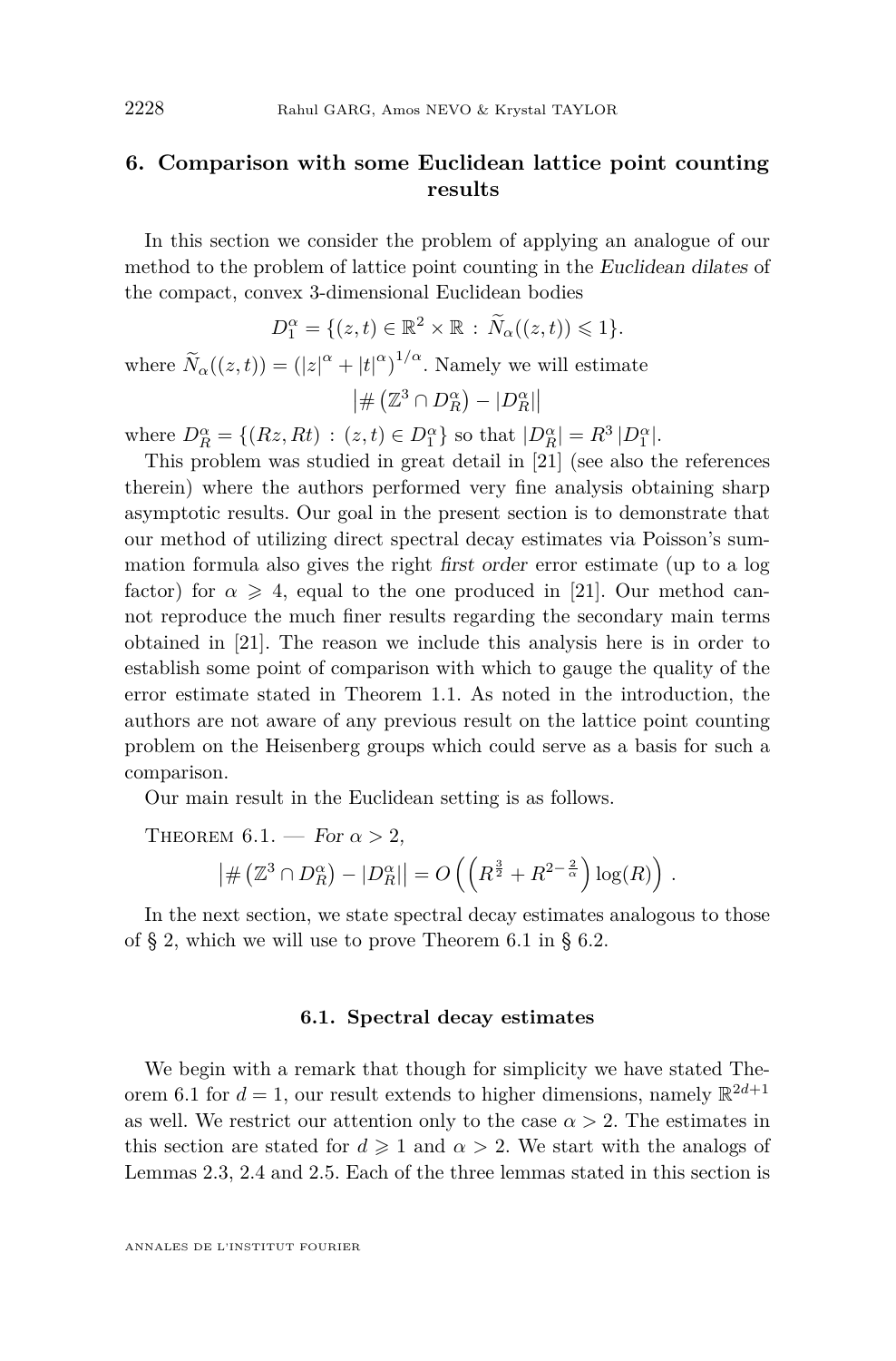## 6. Comparison with some Euclidean lattice point counting results

In this section we consider the problem of applying an analogue of our method to the problem of lattice point counting in the *Euclidean dilates* of the compact, convex 3-dimensional Euclidean bodies

$$D_1^\alpha = \{(z,t) \in \mathbb{R}^2 \times \mathbb{R} \,:\, \widetilde{N}_\alpha((z,t)) \leqslant 1\}.$$

where $\widetilde{N}_\alpha((z,t)) = \left(|z|^\alpha + |t|^\alpha\right)^{1/\alpha}$. Namely we will estimate

$$\left|\#\left(\mathbb{Z}^3 \cap D_R^\alpha\right) - |D_R^\alpha|\right|$$

where $D_R^\alpha = \{(Rz, Rt) \,:\, (z,t) \in D_1^\alpha\}$ so that $|D_R^\alpha| = R^3\,|D_1^\alpha|$.

This problem was studied in great detail in [21] (see also the references therein) where the authors performed very fine analysis obtaining sharp asymptotic results. Our goal in the present section is to demonstrate that our method of utilizing direct spectral decay estimates via Poisson's summation formula also gives the right *first order* error estimate (up to a log factor) for $\alpha \geqslant 4$, equal to the one produced in [21]. Our method cannot reproduce the much finer results regarding the secondary main terms obtained in [21]. The reason we include this analysis here is in order to establish some point of comparison with which to gauge the quality of the error estimate stated in Theorem 1.1. As noted in the introduction, the authors are not aware of any previous result on the lattice point counting problem on the Heisenberg groups which could serve as a basis for such a comparison.

Our main result in the Euclidean setting is as follows.

Theorem 6.1. — *For $\alpha > 2$,*

$$\left|\#\left(\mathbb{Z}^3 \cap D_R^\alpha\right) - |D_R^\alpha|\right| = O\left(\left(R^{\frac{3}{2}} + R^{2-\frac{2}{\alpha}}\right)\log(R)\right).$$

In the next section, we state spectral decay estimates analogous to those of § 2, which we will use to prove Theorem 6.1 in § 6.2.

### 6.1. Spectral decay estimates

We begin with a remark that though for simplicity we have stated Theorem 6.1 for $d = 1$, our result extends to higher dimensions, namely $\mathbb{R}^{2d+1}$ as well. We restrict our attention only to the case $\alpha > 2$. The estimates in this section are stated for $d \geqslant 1$ and $\alpha > 2$. We start with the analogs of Lemmas 2.3, 2.4 and 2.5. Each of the three lemmas stated in this section is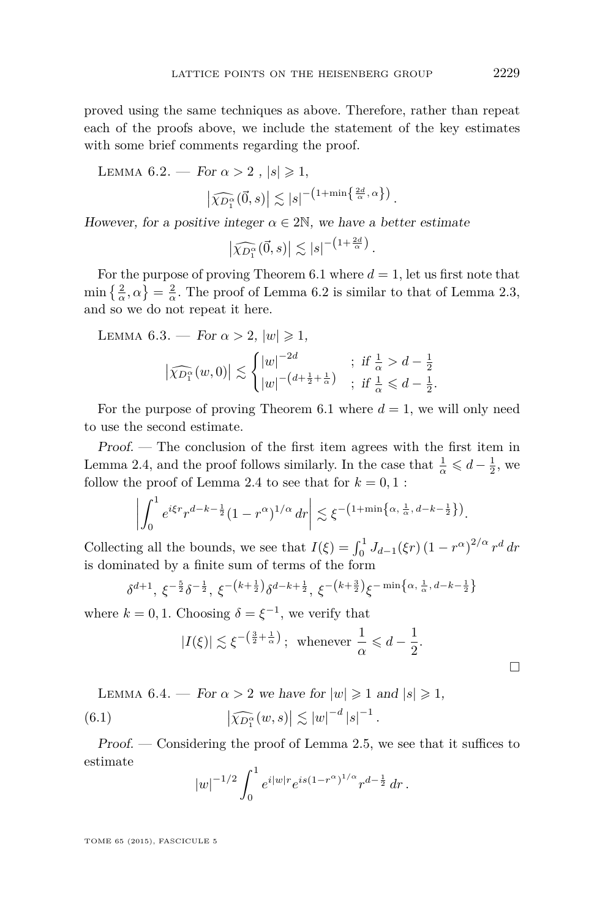proved using the same techniques as above. Therefore, rather than repeat each of the proofs above, we include the statement of the key estimates with some brief comments regarding the proof.

Lemma 6.2. — *For $\alpha > 2$ , $|s| \geqslant 1$,*

$$\left|\widehat{\chi_{D_1^\alpha}}(\vec{0}, s)\right| \lesssim |s|^{-\left(1+\min\left\{\frac{2d}{\alpha}, \alpha\right\}\right)}.$$

*However, for a positive integer $\alpha \in 2\mathbb{N}$, we have a better estimate*

$$\left|\widehat{\chi_{D_1^\alpha}}(\vec{0}, s)\right| \lesssim |s|^{-\left(1+\frac{2d}{\alpha}\right)}.$$

For the purpose of proving Theorem 6.1 where $d = 1$, let us first note that $\min\left\{\frac{2}{\alpha}, \alpha\right\} = \frac{2}{\alpha}$. The proof of Lemma 6.2 is similar to that of Lemma 2.3, and so we do not repeat it here.

Lemma 6.3. — *For $\alpha > 2$, $|w| \geqslant 1$,*

$$\left|\widehat{\chi_{D_1^\alpha}}(w, 0)\right| \lesssim \begin{cases} |w|^{-2d} & ;\ \text{if } \frac{1}{\alpha} > d - \frac{1}{2} \\ |w|^{-\left(d+\frac{1}{2}+\frac{1}{\alpha}\right)} & ;\ \text{if } \frac{1}{\alpha} \leqslant d - \frac{1}{2}. \end{cases}$$

For the purpose of proving Theorem 6.1 where $d = 1$, we will only need to use the second estimate.

*Proof.* — The conclusion of the first item agrees with the first item in Lemma 2.4, and the proof follows similarly. In the case that $\frac{1}{\alpha} \leqslant d - \frac{1}{2}$, we follow the proof of Lemma 2.4 to see that for $k = 0, 1$ :

$$\left|\int_0^1 e^{i\xi r} r^{d-k-\frac{1}{2}} (1 - r^\alpha)^{1/\alpha}\, dr\right| \lesssim \xi^{-\left(1+\min\left\{\alpha,\, \frac{1}{\alpha},\, d-k-\frac{1}{2}\right\}\right)}.$$

Collecting all the bounds, we see that $I(\xi) = \int_0^1 J_{d-1}(\xi r)\,(1 - r^\alpha)^{2/\alpha}\, r^d\, dr$ is dominated by a finite sum of terms of the form

$$\delta^{d+1},\ \xi^{-\frac{5}{2}}\delta^{-\frac{1}{2}},\ \xi^{-\left(k+\frac{1}{2}\right)}\delta^{d-k+\frac{1}{2}},\ \xi^{-\left(k+\frac{3}{2}\right)}\xi^{-\min\left\{\alpha,\, \frac{1}{\alpha},\, d-k-\frac{1}{2}\right\}}$$

where $k = 0, 1$. Choosing $\delta = \xi^{-1}$, we verify that

$$|I(\xi)| \lesssim \xi^{-\left(\frac{3}{2}+\frac{1}{\alpha}\right)};\ \text{ whenever } \frac{1}{\alpha} \leqslant d - \frac{1}{2}.$$

□

Lemma 6.4. — *For $\alpha > 2$ we have for $|w| \geqslant 1$ and $|s| \geqslant 1$,*

$$\left|\widehat{\chi_{D_1^\alpha}}(w, s)\right| \lesssim |w|^{-d}\, |s|^{-1}. \tag{6.1}$$

*Proof.* — Considering the proof of Lemma 2.5, we see that it suffices to estimate

$$|w|^{-1/2} \int_0^1 e^{i|w|r} e^{is(1-r^\alpha)^{1/\alpha}} r^{d-\frac{1}{2}}\, dr\,.$$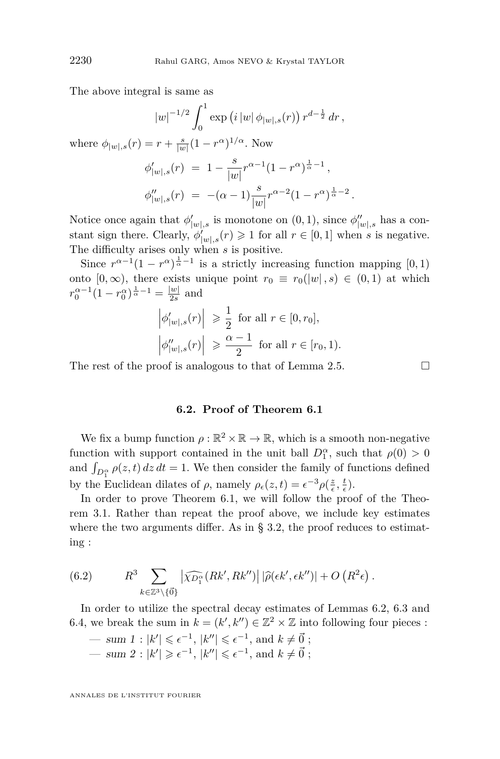The above integral is same as

$$|w|^{-1/2} \int_0^1 \exp\left(i\, |w|\, \phi_{|w|,s}(r)\right) r^{d-\frac{1}{2}}\, dr\,,$$

where $\phi_{|w|,s}(r) = r + \frac{s}{|w|}(1-r^{\alpha})^{1/\alpha}$. Now

$$\begin{aligned}
\phi'_{|w|,s}(r) &= 1 - \frac{s}{|w|} r^{\alpha-1}(1-r^{\alpha})^{\frac{1}{\alpha}-1}\,,\\
\phi''_{|w|,s}(r) &= -(\alpha-1)\frac{s}{|w|} r^{\alpha-2}(1-r^{\alpha})^{\frac{1}{\alpha}-2}\,.
\end{aligned}$$

Notice once again that $\phi'_{|w|,s}$ is monotone on $(0,1)$, since $\phi''_{|w|,s}$ has a constant sign there. Clearly, $\phi'_{|w|,s}(r) \geqslant 1$ for all $r \in [0,1]$ when $s$ is negative. The difficulty arises only when $s$ is positive.

Since $r^{\alpha-1}(1-r^{\alpha})^{\frac{1}{\alpha}-1}$ is a strictly increasing function mapping $[0,1)$ onto $[0,\infty)$, there exists unique point $r_0 \equiv r_0(|w|, s) \in (0,1)$ at which $r_0^{\alpha-1}(1-r_0^{\alpha})^{\frac{1}{\alpha}-1} = \frac{|w|}{2s}$ and

$$\begin{aligned}
\left|\phi'_{|w|,s}(r)\right| &\geqslant \frac{1}{2} \text{ for all } r \in [0, r_0],\\
\left|\phi''_{|w|,s}(r)\right| &\geqslant \frac{\alpha-1}{2} \text{ for all } r \in [r_0, 1).
\end{aligned}$$

The rest of the proof is analogous to that of Lemma 2.5. $\square$

### 6.2. Proof of Theorem 6.1

We fix a bump function $\rho : \mathbb{R}^2 \times \mathbb{R} \to \mathbb{R}$, which is a smooth non-negative function with support contained in the unit ball $D_1^{\alpha}$, such that $\rho(0) > 0$ and $\int_{D_1^{\alpha}} \rho(z,t)\, dz\, dt = 1$. We then consider the family of functions defined by the Euclidean dilates of $\rho$, namely $\rho_{\epsilon}(z,t) = \epsilon^{-3}\rho(\frac{z}{\epsilon}, \frac{t}{\epsilon})$.

In order to prove Theorem 6.1, we will follow the proof of the Theorem 3.1. Rather than repeat the proof above, we include key estimates where the two arguments differ. As in § 3.2, the proof reduces to estimating :

$$R^3 \sum_{k \in \mathbb{Z}^3 \setminus \{\vec{0}\}} \left|\widehat{\chi_{D_1^{\alpha}}}(Rk', Rk'')\right| \left|\widehat{\rho}(\epsilon k', \epsilon k'')\right| + O\left(R^2 \epsilon\right). \tag{6.2}$$

In order to utilize the spectral decay estimates of Lemmas 6.2, 6.3 and 6.4, we break the sum in $k = (k', k'') \in \mathbb{Z}^2 \times \mathbb{Z}$ into following four pieces :

- *sum 1* : $|k'| \leqslant \epsilon^{-1}$, $|k''| \leqslant \epsilon^{-1}$, and $k \neq \vec{0}$ ;
- *sum 2* : $|k'| \geqslant \epsilon^{-1}$, $|k''| \leqslant \epsilon^{-1}$, and $k \neq \vec{0}$ ;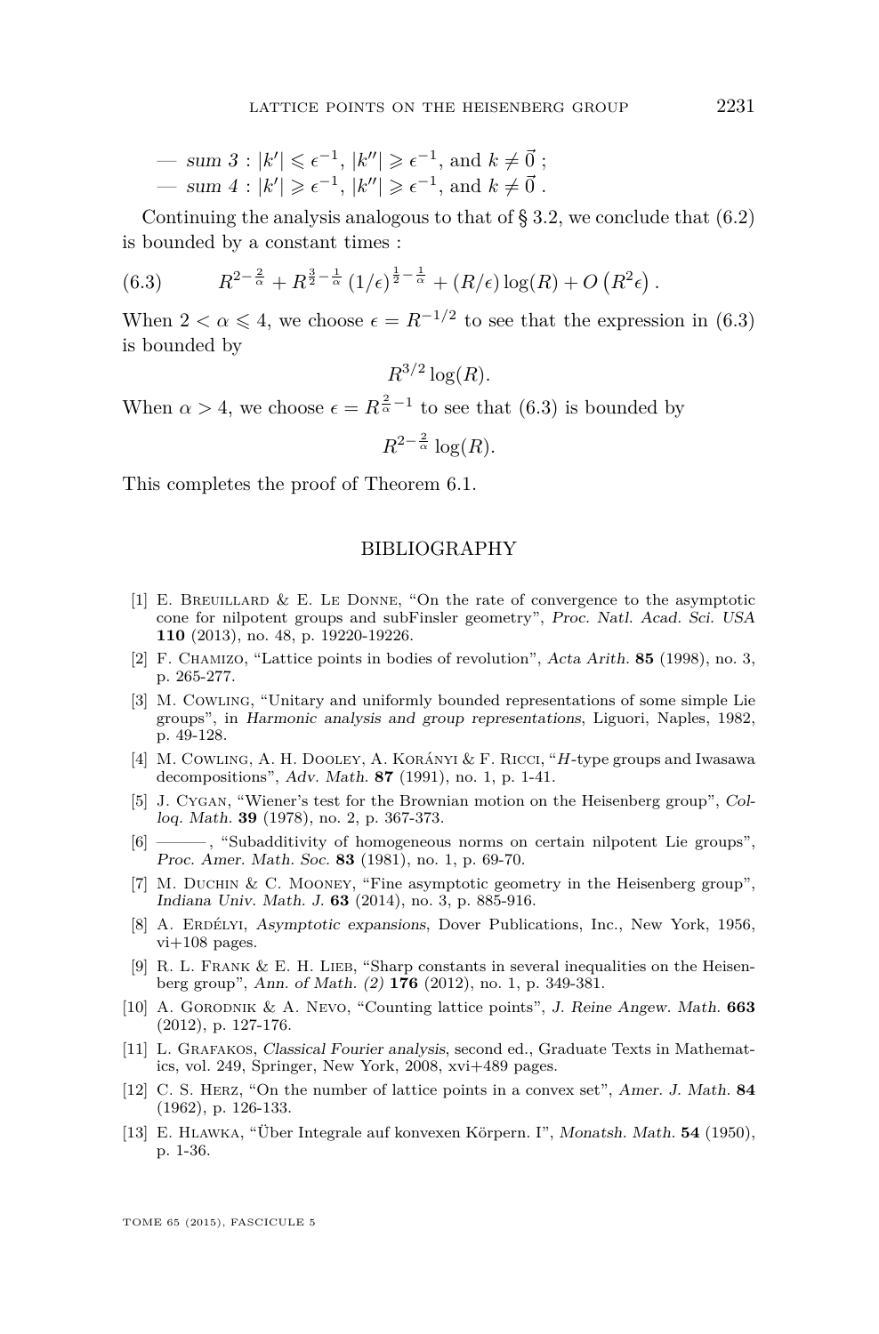— *sum 3* : $|k'| \leqslant \epsilon^{-1}$, $|k''| \geqslant \epsilon^{-1}$, and $k \neq \vec{0}$ ;
— *sum 4* : $|k'| \geqslant \epsilon^{-1}$, $|k''| \geqslant \epsilon^{-1}$, and $k \neq \vec{0}$ .

Continuing the analysis analogous to that of § 3.2, we conclude that (6.2) is bounded by a constant times :

$$R^{2-\frac{2}{\alpha}} + R^{\frac{3}{2}-\frac{1}{\alpha}} (1/\epsilon)^{\frac{1}{2}-\frac{1}{\alpha}} + (R/\epsilon)\log(R) + O\left(R^2\epsilon\right). \tag{6.3}$$

When $2 < \alpha \leqslant 4$, we choose $\epsilon = R^{-1/2}$ to see that the expression in (6.3) is bounded by

$$R^{3/2}\log(R).$$

When $\alpha > 4$, we choose $\epsilon = R^{\frac{2}{\alpha}-1}$ to see that (6.3) is bounded by

$$R^{2-\frac{2}{\alpha}}\log(R).$$

This completes the proof of Theorem 6.1.

## BIBLIOGRAPHY

[1] E. Breuillard & E. Le Donne, "On the rate of convergence to the asymptotic cone for nilpotent groups and subFinsler geometry", *Proc. Natl. Acad. Sci. USA* **110** (2013), no. 48, p. 19220-19226.

[2] F. Chamizo, "Lattice points in bodies of revolution", *Acta Arith.* **85** (1998), no. 3, p. 265-277.

[3] M. Cowling, "Unitary and uniformly bounded representations of some simple Lie groups", in *Harmonic analysis and group representations*, Liguori, Naples, 1982, p. 49-128.

[4] M. Cowling, A. H. Dooley, A. Korányi & F. Ricci, "*H*-type groups and Iwasawa decompositions", *Adv. Math.* **87** (1991), no. 1, p. 1-41.

[5] J. Cygan, "Wiener's test for the Brownian motion on the Heisenberg group", *Colloq. Math.* **39** (1978), no. 2, p. 367-373.

[6] ———, "Subadditivity of homogeneous norms on certain nilpotent Lie groups", *Proc. Amer. Math. Soc.* **83** (1981), no. 1, p. 69-70.

[7] M. Duchin & C. Mooney, "Fine asymptotic geometry in the Heisenberg group", *Indiana Univ. Math. J.* **63** (2014), no. 3, p. 885-916.

[8] A. Erdélyi, *Asymptotic expansions*, Dover Publications, Inc., New York, 1956, vi+108 pages.

[9] R. L. Frank & E. H. Lieb, "Sharp constants in several inequalities on the Heisenberg group", *Ann. of Math. (2)* **176** (2012), no. 1, p. 349-381.

[10] A. Gorodnik & A. Nevo, "Counting lattice points", *J. Reine Angew. Math.* **663** (2012), p. 127-176.

[11] L. Grafakos, *Classical Fourier analysis*, second ed., Graduate Texts in Mathematics, vol. 249, Springer, New York, 2008, xvi+489 pages.

[12] C. S. Herz, "On the number of lattice points in a convex set", *Amer. J. Math.* **84** (1962), p. 126-133.

[13] E. Hlawka, "Über Integrale auf konvexen Körpern. I", *Monatsh. Math.* **54** (1950), p. 1-36.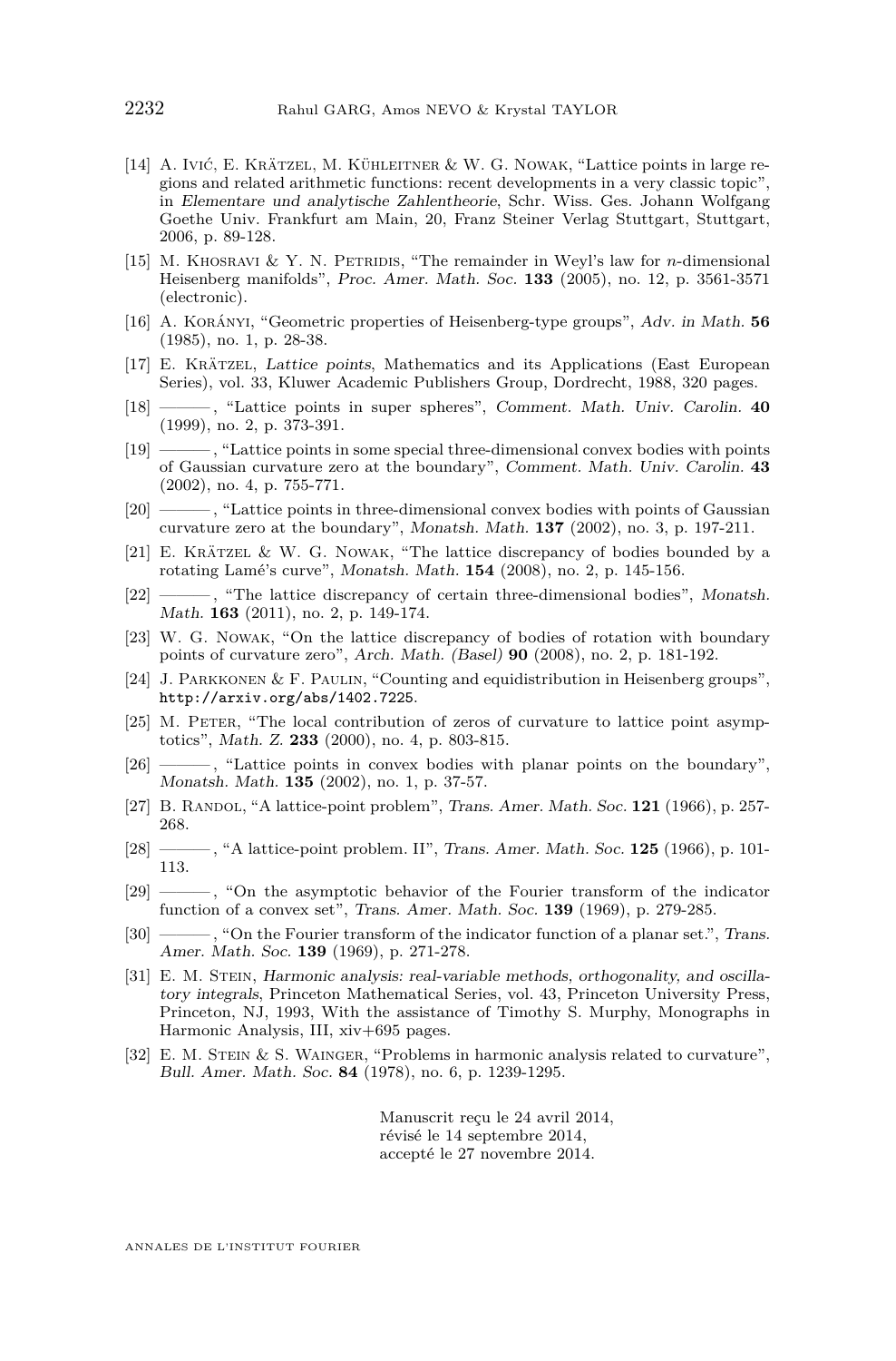[14] A. Ivić, E. Krätzel, M. Kühleitner & W. G. Nowak, "Lattice points in large regions and related arithmetic functions: recent developments in a very classic topic", in *Elementare und analytische Zahlentheorie*, Schr. Wiss. Ges. Johann Wolfgang Goethe Univ. Frankfurt am Main, 20, Franz Steiner Verlag Stuttgart, Stuttgart, 2006, p. 89-128.

[15] M. Khosravi & Y. N. Petridis, "The remainder in Weyl's law for $n$-dimensional Heisenberg manifolds", *Proc. Amer. Math. Soc.* **133** (2005), no. 12, p. 3561-3571 (electronic).

[16] A. Korányi, "Geometric properties of Heisenberg-type groups", *Adv. in Math.* **56** (1985), no. 1, p. 28-38.

[17] E. Krätzel, *Lattice points*, Mathematics and its Applications (East European Series), vol. 33, Kluwer Academic Publishers Group, Dordrecht, 1988, 320 pages.

[18] ———, "Lattice points in super spheres", *Comment. Math. Univ. Carolin.* **40** (1999), no. 2, p. 373-391.

[19] ———, "Lattice points in some special three-dimensional convex bodies with points of Gaussian curvature zero at the boundary", *Comment. Math. Univ. Carolin.* **43** (2002), no. 4, p. 755-771.

[20] ———, "Lattice points in three-dimensional convex bodies with points of Gaussian curvature zero at the boundary", *Monatsh. Math.* **137** (2002), no. 3, p. 197-211.

[21] E. Krätzel & W. G. Nowak, "The lattice discrepancy of bodies bounded by a rotating Lamé's curve", *Monatsh. Math.* **154** (2008), no. 2, p. 145-156.

[22] ———, "The lattice discrepancy of certain three-dimensional bodies", *Monatsh. Math.* **163** (2011), no. 2, p. 149-174.

[23] W. G. Nowak, "On the lattice discrepancy of bodies of rotation with boundary points of curvature zero", *Arch. Math. (Basel)* **90** (2008), no. 2, p. 181-192.

[24] J. Parkkonen & F. Paulin, "Counting and equidistribution in Heisenberg groups", `http://arxiv.org/abs/1402.7225`.

[25] M. Peter, "The local contribution of zeros of curvature to lattice point asymptotics", *Math. Z.* **233** (2000), no. 4, p. 803-815.

[26] ———, "Lattice points in convex bodies with planar points on the boundary", *Monatsh. Math.* **135** (2002), no. 1, p. 37-57.

[27] B. Randol, "A lattice-point problem", *Trans. Amer. Math. Soc.* **121** (1966), p. 257-268.

[28] ———, "A lattice-point problem. II", *Trans. Amer. Math. Soc.* **125** (1966), p. 101-113.

[29] ———, "On the asymptotic behavior of the Fourier transform of the indicator function of a convex set", *Trans. Amer. Math. Soc.* **139** (1969), p. 279-285.

[30] ———, "On the Fourier transform of the indicator function of a planar set.", *Trans. Amer. Math. Soc.* **139** (1969), p. 271-278.

[31] E. M. Stein, *Harmonic analysis: real-variable methods, orthogonality, and oscillatory integrals*, Princeton Mathematical Series, vol. 43, Princeton University Press, Princeton, NJ, 1993, With the assistance of Timothy S. Murphy, Monographs in Harmonic Analysis, III, xiv+695 pages.

[32] E. M. Stein & S. Wainger, "Problems in harmonic analysis related to curvature", *Bull. Amer. Math. Soc.* **84** (1978), no. 6, p. 1239-1295.

Manuscrit reçu le 24 avril 2014,
révisé le 14 septembre 2014,
accepté le 27 novembre 2014.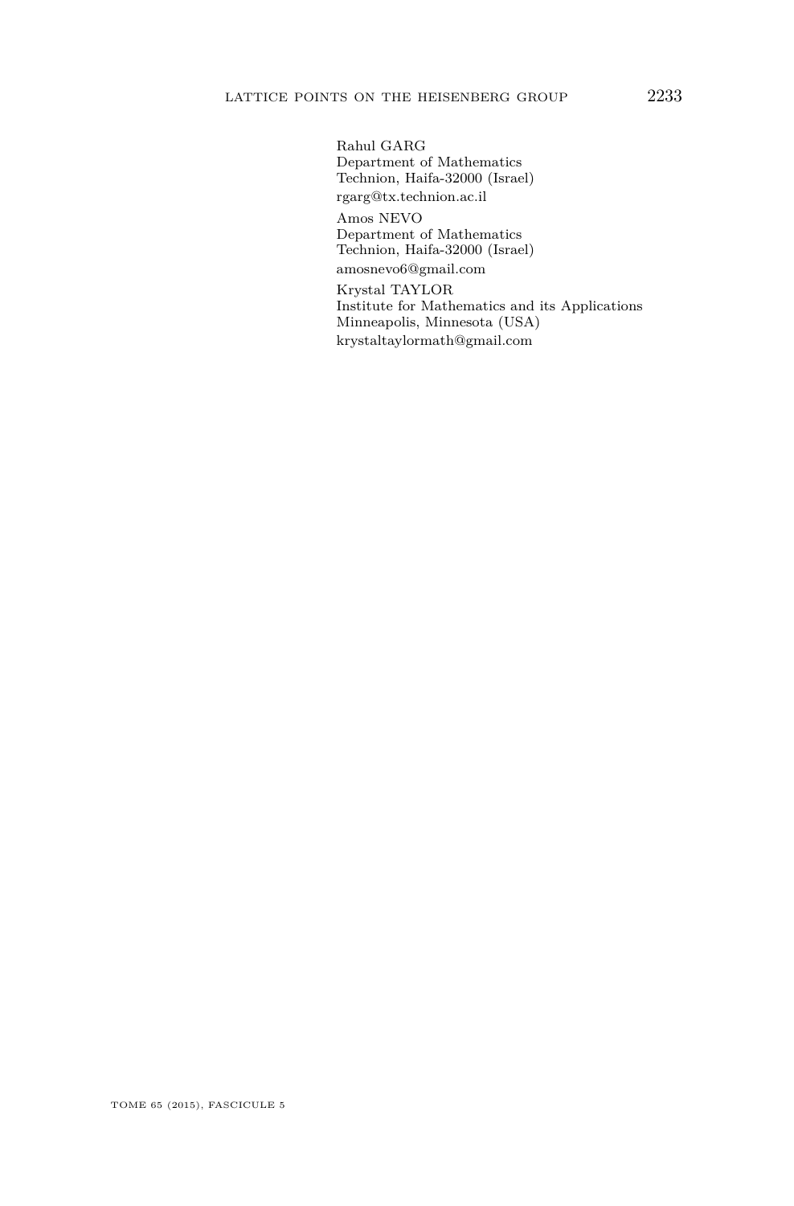Rahul GARG
Department of Mathematics
Technion, Haifa-32000 (Israel)
rgarg@tx.technion.ac.il

Amos NEVO
Department of Mathematics
Technion, Haifa-32000 (Israel)
amosnevo6@gmail.com

Krystal TAYLOR
Institute for Mathematics and its Applications
Minneapolis, Minnesota (USA)
krystaltaylormath@gmail.com